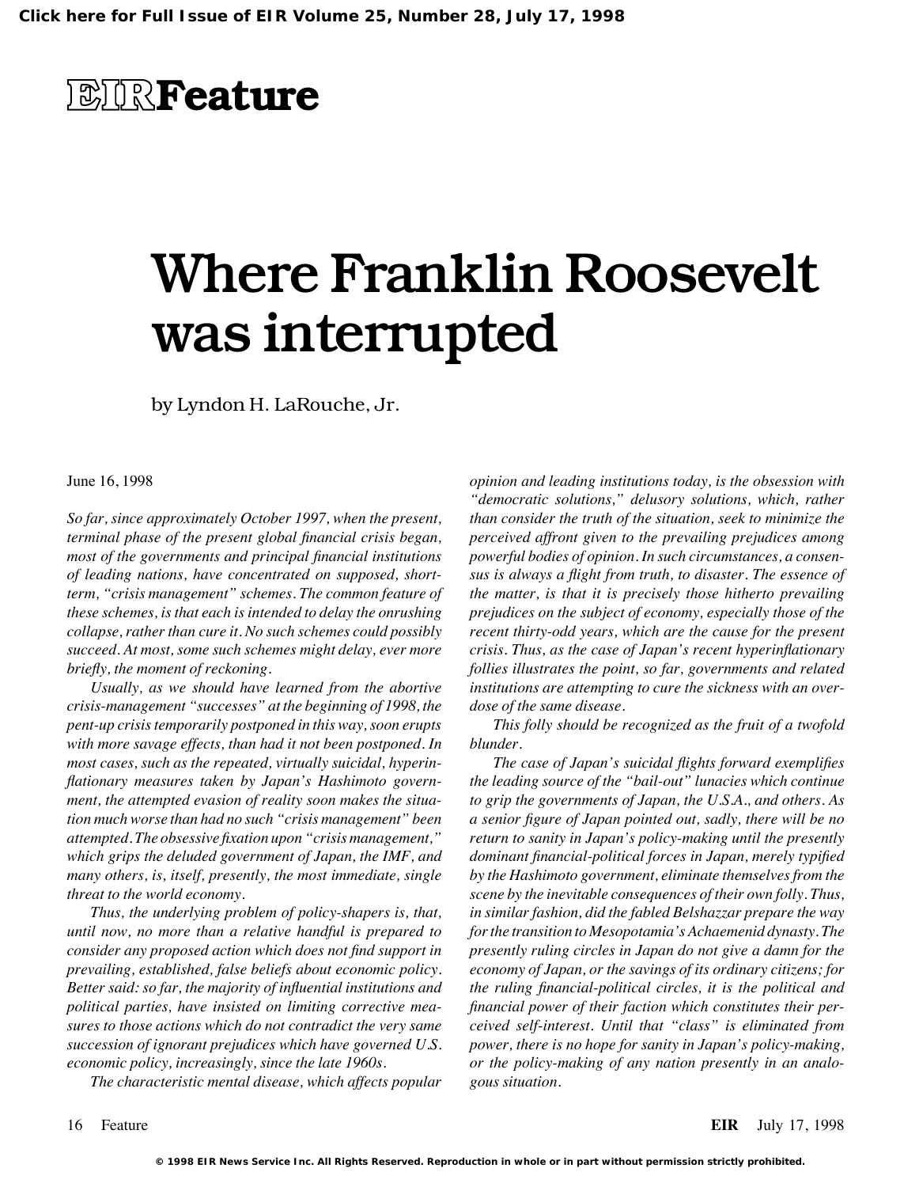# EIR Feature

# Where Franklin Roosevelt was interrupted

by Lyndon H. LaRouche, Jr.

June 16, 1998

*So far, since approximately October 1997, when the present, terminal phase of the present global financial crisis began, most of the governments and principal financial institutions of leading nations, have concentrated on supposed, short-term, "crisis management" schemes. The common feature of these schemes, is that each is intended to delay the onrushing collapse, rather than cure it. No such schemes could possibly succeed. At most, some such schemes might delay, ever more briefly, the moment of reckoning.*

*Usually, as we should have learned from the abortive crisis-management "successes" at the beginning of 1998, the pent-up crisis temporarily postponed in this way, soon erupts with more savage effects, than had it not been postponed. In most cases, such as the repeated, virtually suicidal, hyperinflationary measures taken by Japan's Hashimoto government, the attempted evasion of reality soon makes the situation much worse than had no such "crisis management" been attempted. The obsessive fixation upon "crisis management," which grips the deluded government of Japan, the IMF, and many others, is, itself, presently, the most immediate, single threat to the world economy.*

*Thus, the underlying problem of policy-shapers is, that, until now, no more than a relative handful is prepared to consider any proposed action which does not find support in prevailing, established, false beliefs about economic policy. Better said: so far, the majority of influential institutions and political parties, have insisted on limiting corrective measures to those actions which do not contradict the very same succession of ignorant prejudices which have governed U.S. economic policy, increasingly, since the late 1960s.*

*The characteristic mental disease, which affects popular opinion and leading institutions today, is the obsession with "democratic solutions," delusory solutions, which, rather than consider the truth of the situation, seek to minimize the perceived affront given to the prevailing prejudices among powerful bodies of opinion. In such circumstances, a consensus is always a flight from truth, to disaster. The essence of the matter, is that it is precisely those hitherto prevailing prejudices on the subject of economy, especially those of the recent thirty-odd years, which are the cause for the present crisis. Thus, as the case of Japan's recent hyperinflationary follies illustrates the point, so far, governments and related institutions are attempting to cure the sickness with an overdose of the same disease.*

*This folly should be recognized as the fruit of a twofold blunder.*

*The case of Japan's suicidal flights forward exemplifies the leading source of the "bail-out" lunacies which continue to grip the governments of Japan, the U.S.A., and others. As a senior figure of Japan pointed out, sadly, there will be no return to sanity in Japan's policy-making until the presently dominant financial-political forces in Japan, merely typified by the Hashimoto government, eliminate themselves from the scene by the inevitable consequences of their own folly. Thus, in similar fashion, did the fabled Belshazzar prepare the way for the transition to Mesopotamia's Achaemenid dynasty. The presently ruling circles in Japan do not give a damn for the economy of Japan, or the savings of its ordinary citizens; for the ruling financial-political circles, it is the political and financial power of their faction which constitutes their perceived self-interest. Until that "class" is eliminated from power, there is no hope for sanity in Japan's policy-making, or the policy-making of any nation presently in an analogous situation.*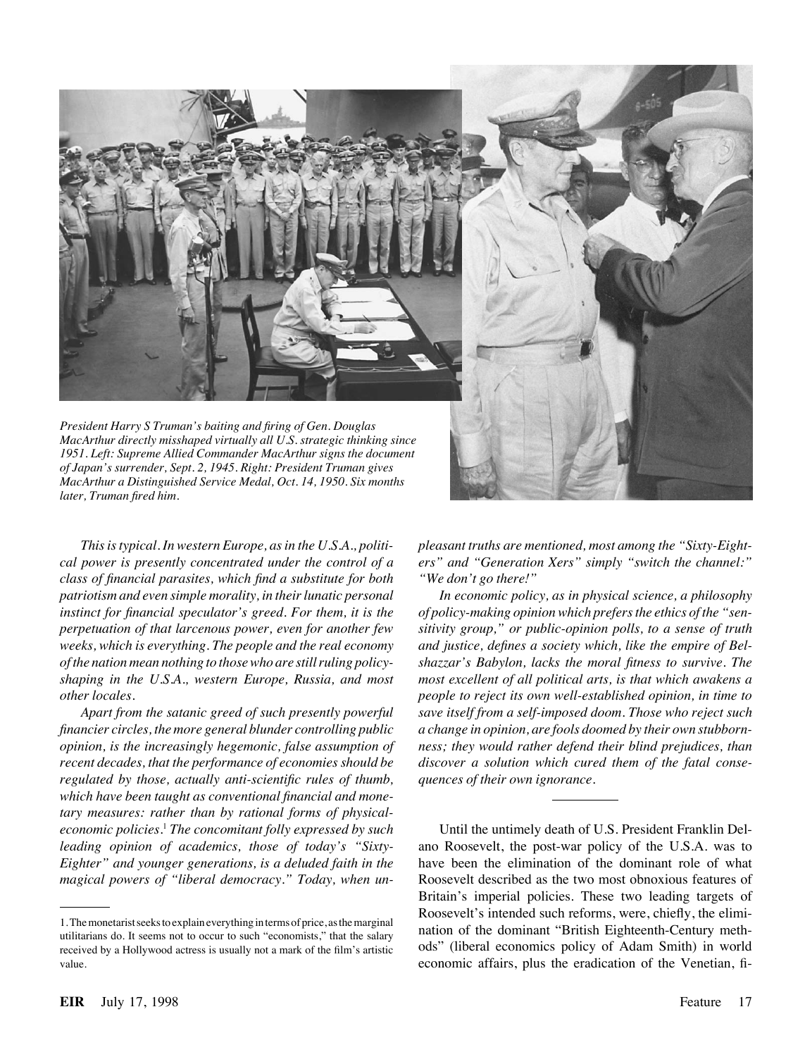*President Harry S Truman's baiting and firing of Gen. Douglas MacArthur directly misshaped virtually all U.S. strategic thinking since 1951. Left: Supreme Allied Commander MacArthur signs the document of Japan's surrender, Sept. 2, 1945. Right: President Truman gives MacArthur a Distinguished Service Medal, Oct. 14, 1950. Six months later, Truman fired him.*

*This is typical. In western Europe, as in the U.S.A., political power is presently concentrated under the control of a class of financial parasites, which find a substitute for both patriotism and even simple morality, in their lunatic personal instinct for financial speculator's greed. For them, it is the perpetuation of that larcenous power, even for another few weeks, which is everything. The people and the real economy of the nation mean nothing to those who are still ruling policy-shaping in the U.S.A., western Europe, Russia, and most other locales.*

*Apart from the satanic greed of such presently powerful financier circles, the more general blunder controlling public opinion, is the increasingly hegemonic, false assumption of recent decades, that the performance of economies should be regulated by those, actually anti-scientific rules of thumb, which have been taught as conventional financial and monetary measures: rather than by rational forms of physical-economic policies.*[1] *The concomitant folly expressed by such leading opinion of academics, those of today's "Sixty-Eighter" and younger generations, is a deluded faith in the magical powers of "liberal democracy." Today, when unpleasant truths are mentioned, most among the "Sixty-Eighters" and "Generation Xers" simply "switch the channel:" "We don't go there!"*

*In economic policy, as in physical science, a philosophy of policy-making opinion which prefers the ethics of the "sensitivity group," or public-opinion polls, to a sense of truth and justice, defines a society which, like the empire of Belshazzar's Babylon, lacks the moral fitness to survive. The most excellent of all political arts, is that which awakens a people to reject its own well-established opinion, in time to save itself from a self-imposed doom. Those who reject such a change in opinion, are fools doomed by their own stubbornness; they would rather defend their blind prejudices, than discover a solution which cured them of the fatal consequences of their own ignorance.*

---

Until the untimely death of U.S. President Franklin Delano Roosevelt, the post-war policy of the U.S.A. was to have been the elimination of the dominant role of what Roosevelt described as the two most obnoxious features of Britain's imperial policies. These two leading targets of Roosevelt's intended such reforms, were, chiefly, the elimination of the dominant "British Eighteenth-Century methods" (liberal economics policy of Adam Smith) in world economic affairs, plus the eradication of the Venetian, fi-

---

1. The monetarist seeks to explain everything in terms of price, as the marginal utilitarians do. It seems not to occur to such "economists," that the salary received by a Hollywood actress is usually not a mark of the film's artistic value.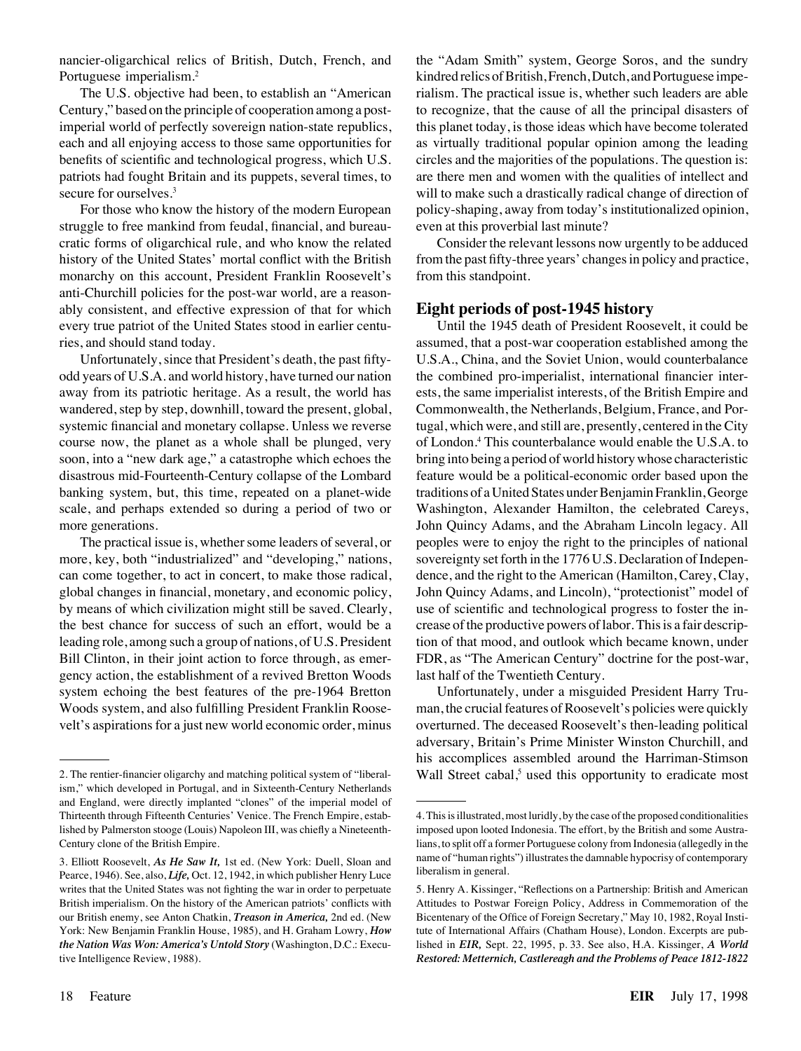nancier-oligarchical relics of British, Dutch, French, and Portuguese imperialism.[2]

The U.S. objective had been, to establish an "American Century," based on the principle of cooperation among a post-imperial world of perfectly sovereign nation-state republics, each and all enjoying access to those same opportunities for benefits of scientific and technological progress, which U.S. patriots had fought Britain and its puppets, several times, to secure for ourselves.[3]

For those who know the history of the modern European struggle to free mankind from feudal, financial, and bureaucratic forms of oligarchical rule, and who know the related history of the United States' mortal conflict with the British monarchy on this account, President Franklin Roosevelt's anti-Churchill policies for the post-war world, are a reasonably consistent, and effective expression of that for which every true patriot of the United States stood in earlier centuries, and should stand today.

Unfortunately, since that President's death, the past fifty-odd years of U.S.A. and world history, have turned our nation away from its patriotic heritage. As a result, the world has wandered, step by step, downhill, toward the present, global, systemic financial and monetary collapse. Unless we reverse course now, the planet as a whole shall be plunged, very soon, into a "new dark age," a catastrophe which echoes the disastrous mid-Fourteenth-Century collapse of the Lombard banking system, but, this time, repeated on a planet-wide scale, and perhaps extended so during a period of two or more generations.

The practical issue is, whether some leaders of several, or more, key, both "industrialized" and "developing," nations, can come together, to act in concert, to make those radical, global changes in financial, monetary, and economic policy, by means of which civilization might still be saved. Clearly, the best chance for success of such an effort, would be a leading role, among such a group of nations, of U.S. President Bill Clinton, in their joint action to force through, as emergency action, the establishment of a revived Bretton Woods system echoing the best features of the pre-1964 Bretton Woods system, and also fulfilling President Franklin Roosevelt's aspirations for a just new world economic order, minus the "Adam Smith" system, George Soros, and the sundry kindred relics of British, French, Dutch, and Portuguese imperialism. The practical issue is, whether such leaders are able to recognize, that the cause of all the principal disasters of this planet today, is those ideas which have become tolerated as virtually traditional popular opinion among the leading circles and the majorities of the populations. The question is: are there men and women with the qualities of intellect and will to make such a drastically radical change of direction of policy-shaping, away from today's institutionalized opinion, even at this proverbial last minute?

Consider the relevant lessons now urgently to be adduced from the past fifty-three years' changes in policy and practice, from this standpoint.

## Eight periods of post-1945 history

Until the 1945 death of President Roosevelt, it could be assumed, that a post-war cooperation established among the U.S.A., China, and the Soviet Union, would counterbalance the combined pro-imperialist, international financier interests, the same imperialist interests, of the British Empire and Commonwealth, the Netherlands, Belgium, France, and Portugal, which were, and still are, presently, centered in the City of London.[4] This counterbalance would enable the U.S.A. to bring into being a period of world history whose characteristic feature would be a political-economic order based upon the traditions of a United States under Benjamin Franklin, George Washington, Alexander Hamilton, the celebrated Careys, John Quincy Adams, and the Abraham Lincoln legacy. All peoples were to enjoy the right to the principles of national sovereignty set forth in the 1776 U.S. Declaration of Independence, and the right to the American (Hamilton, Carey, Clay, John Quincy Adams, and Lincoln), "protectionist" model of use of scientific and technological progress to foster the increase of the productive powers of labor. This is a fair description of that mood, and outlook which became known, under FDR, as "The American Century" doctrine for the post-war, last half of the Twentieth Century.

Unfortunately, under a misguided President Harry Truman, the crucial features of Roosevelt's policies were quickly overturned. The deceased Roosevelt's then-leading political adversary, Britain's Prime Minister Winston Churchill, and his accomplices assembled around the Harriman-Stimson Wall Street cabal,[5] used this opportunity to eradicate most

---

2. The rentier-financier oligarchy and matching political system of "liberalism," which developed in Portugal, and in Sixteenth-Century Netherlands and England, were directly implanted "clones" of the imperial model of Thirteenth through Fifteenth Centuries' Venice. The French Empire, established by Palmerston stooge (Louis) Napoleon III, was chiefly a Nineteenth-Century clone of the British Empire.

3. Elliott Roosevelt, *As He Saw It,* 1st ed. (New York: Duell, Sloan and Pearce, 1946). See, also, *Life,* Oct. 12, 1942, in which publisher Henry Luce writes that the United States was not fighting the war in order to perpetuate British imperialism. On the history of the American patriots' conflicts with our British enemy, see Anton Chatkin, ***Treason in America,*** 2nd ed. (New York: New Benjamin Franklin House, 1985), and H. Graham Lowry, ***How the Nation Was Won: America's Untold Story*** (Washington, D.C.: Executive Intelligence Review, 1988).

4. This is illustrated, most luridly, by the case of the proposed conditionalities imposed upon looted Indonesia. The effort, by the British and some Australians, to split off a former Portuguese colony from Indonesia (allegedly in the name of "human rights") illustrates the damnable hypocrisy of contemporary liberalism in general.

5. Henry A. Kissinger, "Reflections on a Partnership: British and American Attitudes to Postwar Foreign Policy, Address in Commemoration of the Bicentenary of the Office of Foreign Secretary," May 10, 1982, Royal Institute of International Affairs (Chatham House), London. Excerpts are published in *EIR,* Sept. 22, 1995, p. 33. See also, H.A. Kissinger, ***A World Restored: Metternich, Castlereagh and the Problems of Peace 1812-1822***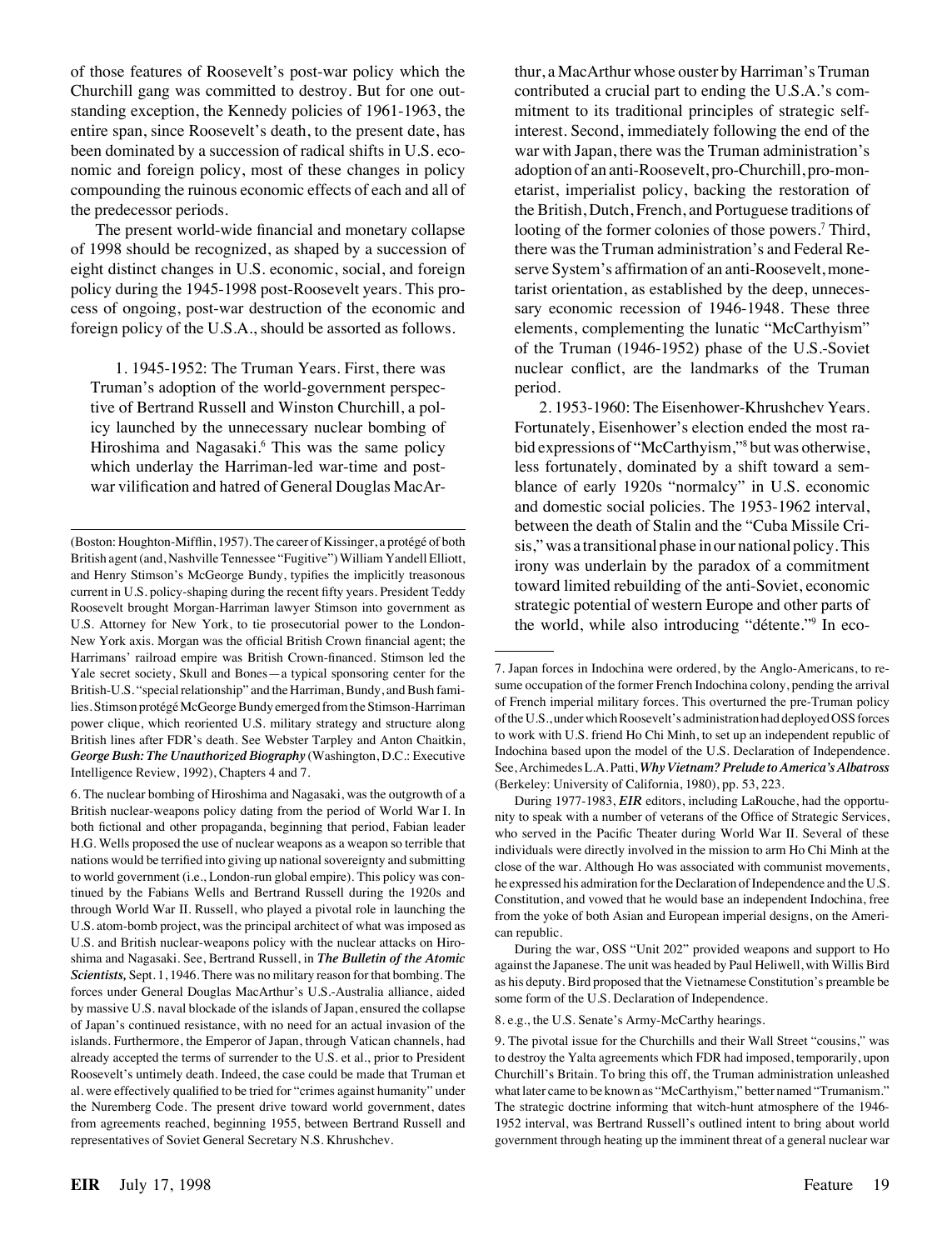of those features of Roosevelt's post-war policy which the Churchill gang was committed to destroy. But for one outstanding exception, the Kennedy policies of 1961-1963, the entire span, since Roosevelt's death, to the present date, has been dominated by a succession of radical shifts in U.S. economic and foreign policy, most of these changes in policy compounding the ruinous economic effects of each and all of the predecessor periods.

The present world-wide financial and monetary collapse of 1998 should be recognized, as shaped by a succession of eight distinct changes in U.S. economic, social, and foreign policy during the 1945-1998 post-Roosevelt years. This process of ongoing, post-war destruction of the economic and foreign policy of the U.S.A., should be assorted as follows.

1. 1945-1952: The Truman Years. First, there was Truman's adoption of the world-government perspective of Bertrand Russell and Winston Churchill, a policy launched by the unnecessary nuclear bombing of Hiroshima and Nagasaki.[6] This was the same policy which underlay the Harriman-led war-time and post-war vilification and hatred of General Douglas MacArthur, a MacArthur whose ouster by Harriman's Truman contributed a crucial part to ending the U.S.A.'s commitment to its traditional principles of strategic self-interest. Second, immediately following the end of the war with Japan, there was the Truman administration's adoption of an anti-Roosevelt, pro-Churchill, pro-monetarist, imperialist policy, backing the restoration of the British, Dutch, French, and Portuguese traditions of looting of the former colonies of those powers.[7] Third, there was the Truman administration's and Federal Reserve System's affirmation of an anti-Roosevelt, monetarist orientation, as established by the deep, unnecessary economic recession of 1946-1948. These three elements, complementing the lunatic "McCarthyism" of the Truman (1946-1952) phase of the U.S.-Soviet nuclear conflict, are the landmarks of the Truman period.

2. 1953-1960: The Eisenhower-Khrushchev Years. Fortunately, Eisenhower's election ended the most rabid expressions of "McCarthyism,"[8] but was otherwise, less fortunately, dominated by a shift toward a semblance of early 1920s "normalcy" in U.S. economic and domestic social policies. The 1953-1962 interval, between the death of Stalin and the "Cuba Missile Crisis," was a transitional phase in our national policy. This irony was underlain by the paradox of a commitment toward limited rebuilding of the anti-Soviet, economic strategic potential of western Europe and other parts of the world, while also introducing "détente."[9] In eco-

---

(Boston: Houghton-Mifflin, 1957). The career of Kissinger, a protégé of both British agent (and, Nashville Tennessee "Fugitive") William Yandell Elliott, and Henry Stimson's McGeorge Bundy, typifies the implicitly treasonous current in U.S. policy-shaping during the recent fifty years. President Teddy Roosevelt brought Morgan-Harriman lawyer Stimson into government as U.S. Attorney for New York, to tie prosecutorial power to the London-New York axis. Morgan was the official British Crown financial agent; the Harrimans' railroad empire was British Crown-financed. Stimson led the Yale secret society, Skull and Bones—a typical sponsoring center for the British-U.S. "special relationship" and the Harriman, Bundy, and Bush families. Stimson protégé McGeorge Bundy emerged from the Stimson-Harriman power clique, which reoriented U.S. military strategy and structure along British lines after FDR's death. See Webster Tarpley and Anton Chaitkin, ***George Bush: The Unauthorized Biography*** (Washington, D.C.: Executive Intelligence Review, 1992), Chapters 4 and 7.

6. The nuclear bombing of Hiroshima and Nagasaki, was the outgrowth of a British nuclear-weapons policy dating from the period of World War I. In both fictional and other propaganda, beginning that period, Fabian leader H.G. Wells proposed the use of nuclear weapons as a weapon so terrible that nations would be terrified into giving up national sovereignty and submitting to world government (i.e., London-run global empire). This policy was continued by the Fabians Wells and Bertrand Russell during the 1920s and through World War II. Russell, who played a pivotal role in launching the U.S. atom-bomb project, was the principal architect of what was imposed as U.S. and British nuclear-weapons policy with the nuclear attacks on Hiroshima and Nagasaki. See, Bertrand Russell, in ***The Bulletin of the Atomic Scientists,*** Sept. 1, 1946. There was no military reason for that bombing. The forces under General Douglas MacArthur's U.S.-Australia alliance, aided by massive U.S. naval blockade of the islands of Japan, ensured the collapse of Japan's continued resistance, with no need for an actual invasion of the islands. Furthermore, the Emperor of Japan, through Vatican channels, had already accepted the terms of surrender to the U.S. et al., prior to President Roosevelt's untimely death. Indeed, the case could be made that Truman et al. were effectively qualified to be tried for "crimes against humanity" under the Nuremberg Code. The present drive toward world government, dates from agreements reached, beginning 1955, between Bertrand Russell and representatives of Soviet General Secretary N.S. Khrushchev.

7. Japan forces in Indochina were ordered, by the Anglo-Americans, to resume occupation of the former French Indochina colony, pending the arrival of French imperial military forces. This overturned the pre-Truman policy of the U.S., under which Roosevelt's administration had deployed OSS forces to work with U.S. friend Ho Chi Minh, to set up an independent republic of Indochina based upon the model of the U.S. Declaration of Independence. See, Archimedes L.A. Patti, ***Why Vietnam? Prelude to America's Albatross*** (Berkeley: University of California, 1980), pp. 53, 223.

During 1977-1983, ***EIR*** editors, including LaRouche, had the opportunity to speak with a number of veterans of the Office of Strategic Services, who served in the Pacific Theater during World War II. Several of these individuals were directly involved in the mission to arm Ho Chi Minh at the close of the war. Although Ho was associated with communist movements, he expressed his admiration for the Declaration of Independence and the U.S. Constitution, and vowed that he would base an independent Indochina, free from the yoke of both Asian and European imperial designs, on the American republic.

During the war, OSS "Unit 202" provided weapons and support to Ho against the Japanese. The unit was headed by Paul Heliwell, with Willis Bird as his deputy. Bird proposed that the Vietnamese Constitution's preamble be some form of the U.S. Declaration of Independence.

8. e.g., the U.S. Senate's Army-McCarthy hearings.

9. The pivotal issue for the Churchills and their Wall Street "cousins," was to destroy the Yalta agreements which FDR had imposed, temporarily, upon Churchill's Britain. To bring this off, the Truman administration unleashed what later came to be known as "McCarthyism," better named "Trumanism." The strategic doctrine informing that witch-hunt atmosphere of the 1946-1952 interval, was Bertrand Russell's outlined intent to bring about world government through heating up the imminent threat of a general nuclear war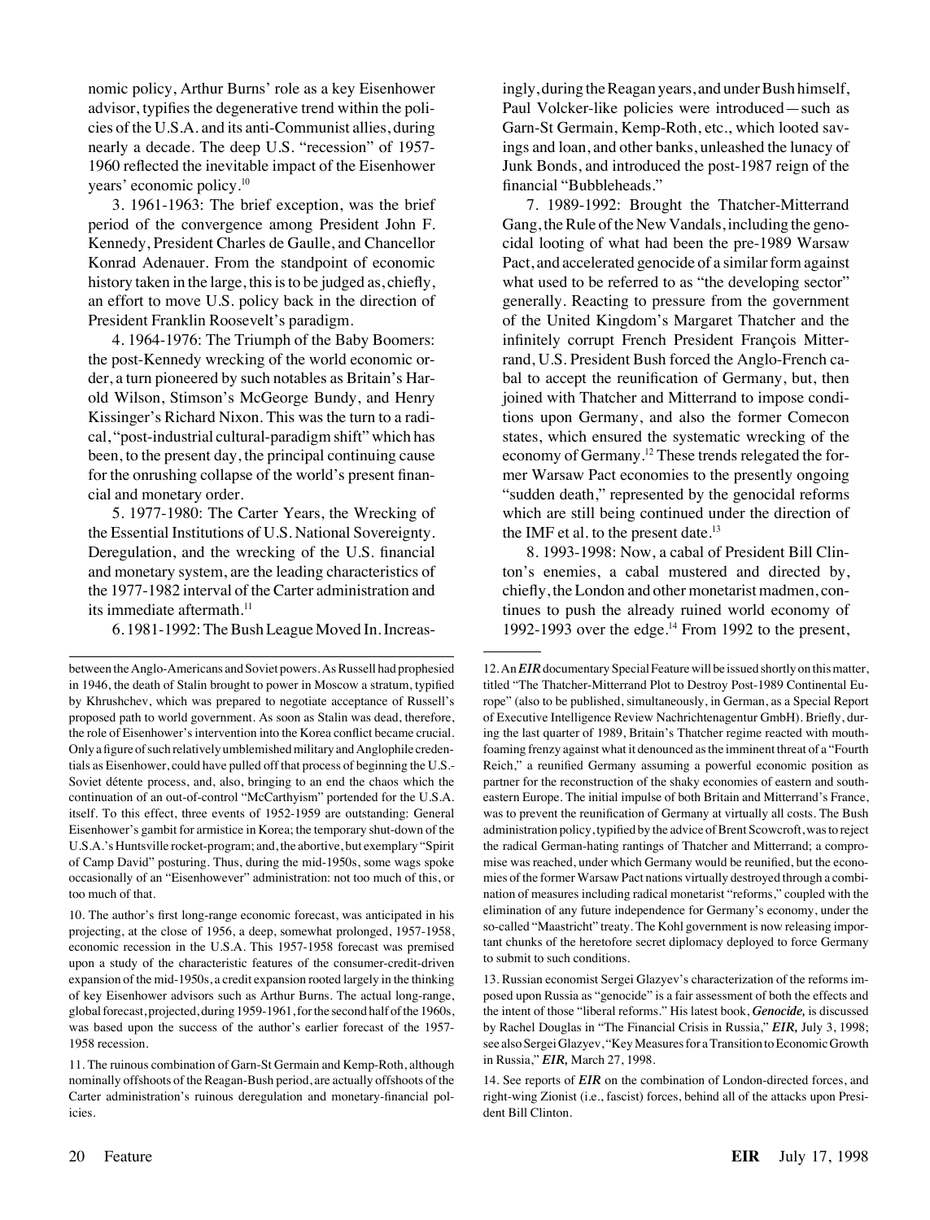nomic policy, Arthur Burns' role as a key Eisenhower advisor, typifies the degenerative trend within the policies of the U.S.A. and its anti-Communist allies, during nearly a decade. The deep U.S. "recession" of 1957-1960 reflected the inevitable impact of the Eisenhower years' economic policy.[10]

3. 1961-1963: The brief exception, was the brief period of the convergence among President John F. Kennedy, President Charles de Gaulle, and Chancellor Konrad Adenauer. From the standpoint of economic history taken in the large, this is to be judged as, chiefly, an effort to move U.S. policy back in the direction of President Franklin Roosevelt's paradigm.

4. 1964-1976: The Triumph of the Baby Boomers: the post-Kennedy wrecking of the world economic order, a turn pioneered by such notables as Britain's Harold Wilson, Stimson's McGeorge Bundy, and Henry Kissinger's Richard Nixon. This was the turn to a radical, "post-industrial cultural-paradigm shift" which has been, to the present day, the principal continuing cause for the onrushing collapse of the world's present financial and monetary order.

5. 1977-1980: The Carter Years, the Wrecking of the Essential Institutions of U.S. National Sovereignty. Deregulation, and the wrecking of the U.S. financial and monetary system, are the leading characteristics of the 1977-1982 interval of the Carter administration and its immediate aftermath.[11]

6. 1981-1992: The Bush League Moved In. Increasingly, during the Reagan years, and under Bush himself, Paul Volcker-like policies were introduced—such as Garn-St Germain, Kemp-Roth, etc., which looted savings and loan, and other banks, unleashed the lunacy of Junk Bonds, and introduced the post-1987 reign of the financial "Bubbleheads."

7. 1989-1992: Brought the Thatcher-Mitterrand Gang, the Rule of the New Vandals, including the genocidal looting of what had been the pre-1989 Warsaw Pact, and accelerated genocide of a similar form against what used to be referred to as "the developing sector" generally. Reacting to pressure from the government of the United Kingdom's Margaret Thatcher and the infinitely corrupt French President François Mitterrand, U.S. President Bush forced the Anglo-French cabal to accept the reunification of Germany, but, then joined with Thatcher and Mitterrand to impose conditions upon Germany, and also the former Comecon states, which ensured the systematic wrecking of the economy of Germany.[12] These trends relegated the former Warsaw Pact economies to the presently ongoing "sudden death," represented by the genocidal reforms which are still being continued under the direction of the IMF et al. to the present date.[13]

8. 1993-1998: Now, a cabal of President Bill Clinton's enemies, a cabal mustered and directed by, chiefly, the London and other monetarist madmen, continues to push the already ruined world economy of 1992-1993 over the edge.[14] From 1992 to the present,

---

between the Anglo-Americans and Soviet powers. As Russell had prophesied in 1946, the death of Stalin brought to power in Moscow a stratum, typified by Khrushchev, which was prepared to negotiate acceptance of Russell's proposed path to world government. As soon as Stalin was dead, therefore, the role of Eisenhower's intervention into the Korea conflict became crucial. Only a figure of such relatively unblemished military and Anglophile credentials as Eisenhower, could have pulled off that process of beginning the U.S.-Soviet détente process, and, also, bringing to an end the chaos which the continuation of an out-of-control "McCarthyism" portended for the U.S.A. itself. To this effect, three events of 1952-1959 are outstanding: General Eisenhower's gambit for armistice in Korea; the temporary shut-down of the U.S.A.'s Huntsville rocket-program; and, the abortive, but exemplary "Spirit of Camp David" posturing. Thus, during the mid-1950s, some wags spoke occasionally of an "Eisenhowever" administration: not too much of this, or too much of that.

10. The author's first long-range economic forecast, was anticipated in his projecting, at the close of 1956, a deep, somewhat prolonged, 1957-1958, economic recession in the U.S.A. This 1957-1958 forecast was premised upon a study of the characteristic features of the consumer-credit-driven expansion of the mid-1950s, a credit expansion rooted largely in the thinking of key Eisenhower advisors such as Arthur Burns. The actual long-range, global forecast, projected, during 1959-1961, for the second half of the 1960s, was based upon the success of the author's earlier forecast of the 1957-1958 recession.

11. The ruinous combination of Garn-St Germain and Kemp-Roth, although nominally offshoots of the Reagan-Bush period, are actually offshoots of the Carter administration's ruinous deregulation and monetary-financial policies.

12. An ***EIR*** documentary Special Feature will be issued shortly on this matter, titled "The Thatcher-Mitterrand Plot to Destroy Post-1989 Continental Europe" (also to be published, simultaneously, in German, as a Special Report of Executive Intelligence Review Nachrichtenagentur GmbH). Briefly, during the last quarter of 1989, Britain's Thatcher regime reacted with mouth-foaming frenzy against what it denounced as the imminent threat of a "Fourth Reich," a reunified Germany assuming a powerful economic position as partner for the reconstruction of the shaky economies of eastern and southeastern Europe. The initial impulse of both Britain and Mitterrand's France, was to prevent the reunification of Germany at virtually all costs. The Bush administration policy, typified by the advice of Brent Scowcroft, was to reject the radical German-hating rantings of Thatcher and Mitterrand; a compromise was reached, under which Germany would be reunified, but the economies of the former Warsaw Pact nations virtually destroyed through a combination of measures including radical monetarist "reforms," coupled with the elimination of any future independence for Germany's economy, under the so-called "Maastricht" treaty. The Kohl government is now releasing important chunks of the heretofore secret diplomacy deployed to force Germany to submit to such conditions.

13. Russian economist Sergei Glazyev's characterization of the reforms imposed upon Russia as "genocide" is a fair assessment of both the effects and the intent of those "liberal reforms." His latest book, ***Genocide,*** is discussed by Rachel Douglas in "The Financial Crisis in Russia," ***EIR,*** July 3, 1998; see also Sergei Glazyev, "Key Measures for a Transition to Economic Growth in Russia," ***EIR,*** March 27, 1998.

14. See reports of ***EIR*** on the combination of London-directed forces, and right-wing Zionist (i.e., fascist) forces, behind all of the attacks upon President Bill Clinton.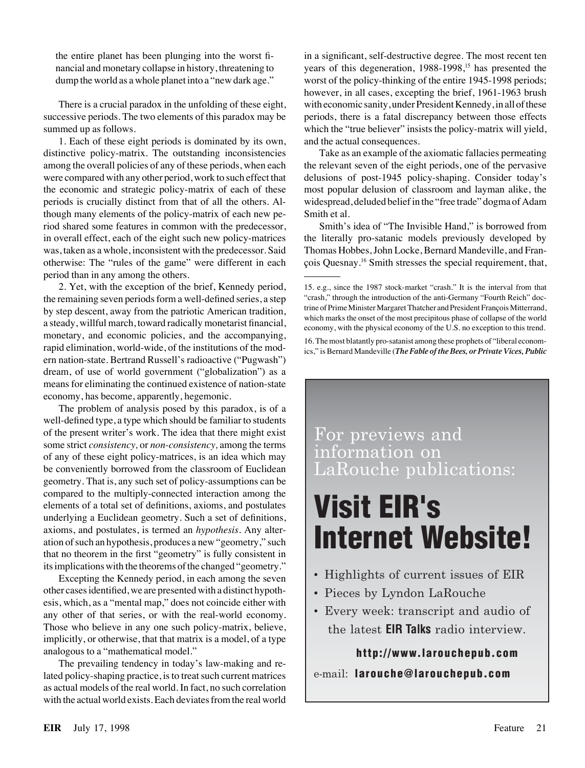the entire planet has been plunging into the worst financial and monetary collapse in history, threatening to dump the world as a whole planet into a "new dark age."

There is a crucial paradox in the unfolding of these eight, successive periods. The two elements of this paradox may be summed up as follows.

1. Each of these eight periods is dominated by its own, distinctive policy-matrix. The outstanding inconsistencies among the overall policies of any of these periods, when each were compared with any other period, work to such effect that the economic and strategic policy-matrix of each of these periods is crucially distinct from that of all the others. Although many elements of the policy-matrix of each new period shared some features in common with the predecessor, in overall effect, each of the eight such new policy-matrices was, taken as a whole, inconsistent with the predecessor. Said otherwise: The "rules of the game" were different in each period than in any among the others.

2. Yet, with the exception of the brief, Kennedy period, the remaining seven periods form a well-defined series, a step by step descent, away from the patriotic American tradition, a steady, willful march, toward radically monetarist financial, monetary, and economic policies, and the accompanying, rapid elimination, world-wide, of the institutions of the modern nation-state. Bertrand Russell's radioactive ("Pugwash") dream, of use of world government ("globalization") as a means for eliminating the continued existence of nation-state economy, has become, apparently, hegemonic.

The problem of analysis posed by this paradox, is of a well-defined type, a type which should be familiar to students of the present writer's work. The idea that there might exist some strict *consistency,* or *non-consistency,* among the terms of any of these eight policy-matrices, is an idea which may be conveniently borrowed from the classroom of Euclidean geometry. That is, any such set of policy-assumptions can be compared to the multiply-connected interaction among the elements of a total set of definitions, axioms, and postulates underlying a Euclidean geometry. Such a set of definitions, axioms, and postulates, is termed an *hypothesis*. Any alteration of such an hypothesis, produces a new "geometry," such that no theorem in the first "geometry" is fully consistent in its implications with the theorems of the changed "geometry."

Excepting the Kennedy period, in each among the seven other cases identified, we are presented with a distinct hypothesis, which, as a "mental map," does not coincide either with any other of that series, or with the real-world economy. Those who believe in any one such policy-matrix, believe, implicitly, or otherwise, that that matrix is a model, of a type analogous to a "mathematical model."

The prevailing tendency in today's law-making and related policy-shaping practice, is to treat such current matrices as actual models of the real world. In fact, no such correlation with the actual world exists. Each deviates from the real world in a significant, self-destructive degree. The most recent ten years of this degeneration, 1988-1998,[15] has presented the worst of the policy-thinking of the entire 1945-1998 periods; however, in all cases, excepting the brief, 1961-1963 brush with economic sanity, under President Kennedy, in all of these periods, there is a fatal discrepancy between those effects which the "true believer" insists the policy-matrix will yield, and the actual consequences.

Take as an example of the axiomatic fallacies permeating the relevant seven of the eight periods, one of the pervasive delusions of post-1945 policy-shaping. Consider today's most popular delusion of classroom and layman alike, the widespread, deluded belief in the "free trade" dogma of Adam Smith et al.

Smith's idea of "The Invisible Hand," is borrowed from the literally pro-satanic models previously developed by Thomas Hobbes, John Locke, Bernard Mandeville, and François Quesnay.[16] Smith stresses the special requirement, that,

---

15. e.g., since the 1987 stock-market "crash." It is the interval from that "crash," through the introduction of the anti-Germany "Fourth Reich" doctrine of Prime Minister Margaret Thatcher and President François Mitterrand, which marks the onset of the most precipitous phase of collapse of the world economy, with the physical economy of the U.S. no exception to this trend.

16. The most blatantly pro-satanist among these prophets of "liberal economics," is Bernard Mandeville (***The Fable of the Bees, or Private Vices, Public***

---

For previews and information on LaRouche publications:

**Visit EIR's Internet Website!**

- Highlights of current issues of EIR
- Pieces by Lyndon LaRouche
- Every week: transcript and audio of the latest **EIR Talks** radio interview.

**http://www.larouchepub.com**

e-mail: **larouche@larouchepub.com**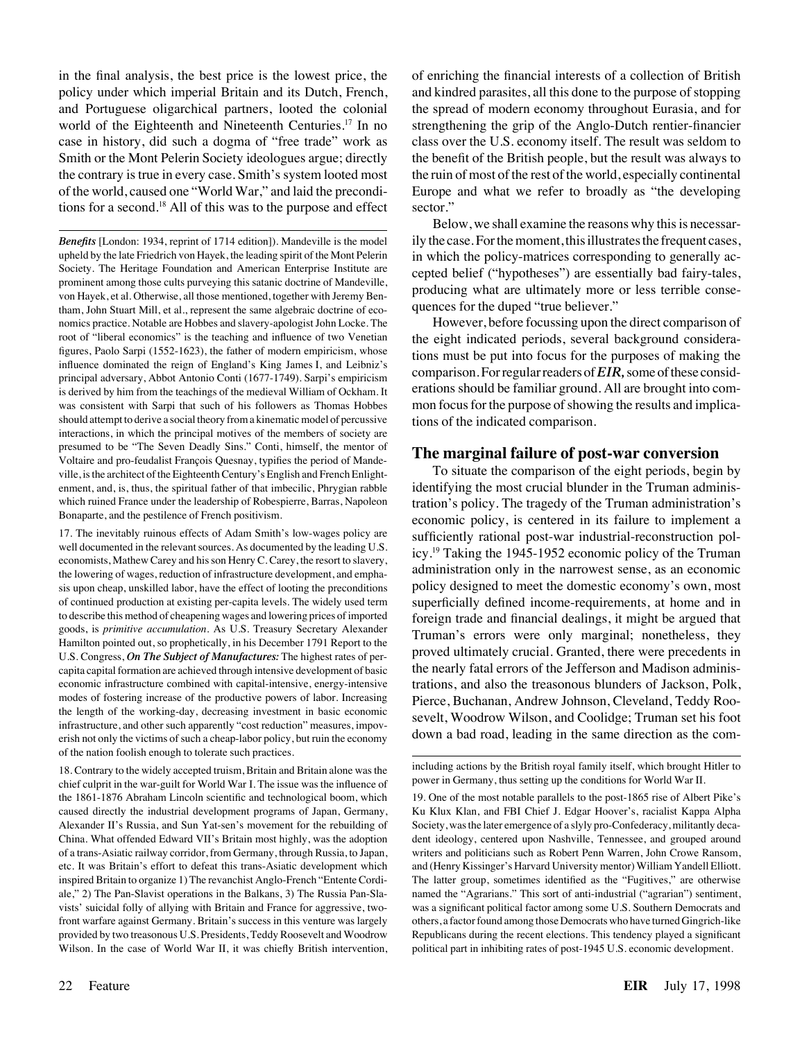in the final analysis, the best price is the lowest price, the policy under which imperial Britain and its Dutch, French, and Portuguese oligarchical partners, looted the colonial world of the Eighteenth and Nineteenth Centuries.[17] In no case in history, did such a dogma of "free trade" work as Smith or the Mont Pelerin Society ideologues argue; directly the contrary is true in every case. Smith's system looted most of the world, caused one "World War," and laid the preconditions for a second.[18] All of this was to the purpose and effect of enriching the financial interests of a collection of British and kindred parasites, all this done to the purpose of stopping the spread of modern economy throughout Eurasia, and for strengthening the grip of the Anglo-Dutch rentier-financier class over the U.S. economy itself. The result was seldom to the benefit of the British people, but the result was always to the ruin of most of the rest of the world, especially continental Europe and what we refer to broadly as "the developing sector."

Below, we shall examine the reasons why this is necessarily the case. For the moment, this illustrates the frequent cases, in which the policy-matrices corresponding to generally accepted belief ("hypotheses") are essentially bad fairy-tales, producing what are ultimately more or less terrible consequences for the duped "true believer."

However, before focussing upon the direct comparison of the eight indicated periods, several background considerations must be put into focus for the purposes of making the comparison. For regular readers of ***EIR,*** some of these considerations should be familiar ground. All are brought into common focus for the purpose of showing the results and implications of the indicated comparison.

## The marginal failure of post-war conversion

To situate the comparison of the eight periods, begin by identifying the most crucial blunder in the Truman administration's policy. The tragedy of the Truman administration's economic policy, is centered in its failure to implement a sufficiently rational post-war industrial-reconstruction policy.[19] Taking the 1945-1952 economic policy of the Truman administration only in the narrowest sense, as an economic policy designed to meet the domestic economy's own, most superficially defined income-requirements, at home and in foreign trade and financial dealings, it might be argued that Truman's errors were only marginal; nonetheless, they proved ultimately crucial. Granted, there were precedents in the nearly fatal errors of the Jefferson and Madison administrations, and also the treasonous blunders of Jackson, Polk, Pierce, Buchanan, Andrew Johnson, Cleveland, Teddy Roosevelt, Woodrow Wilson, and Coolidge; Truman set his foot down a bad road, leading in the same direction as the com-

---

*Benefits* [London: 1934, reprint of 1714 edition]). Mandeville is the model upheld by the late Friedrich von Hayek, the leading spirit of the Mont Pelerin Society. The Heritage Foundation and American Enterprise Institute are prominent among those cults purveying this satanic doctrine of Mandeville, von Hayek, et al. Otherwise, all those mentioned, together with Jeremy Bentham, John Stuart Mill, et al., represent the same algebraic doctrine of economics practice. Notable are Hobbes and slavery-apologist John Locke. The root of "liberal economics" is the teaching and influence of two Venetian figures, Paolo Sarpi (1552-1623), the father of modern empiricism, whose influence dominated the reign of England's King James I, and Leibniz's principal adversary, Abbot Antonio Conti (1677-1749). Sarpi's empiricism is derived by him from the teachings of the medieval William of Ockham. It was consistent with Sarpi that such of his followers as Thomas Hobbes should attempt to derive a social theory from a kinematic model of percussive interactions, in which the principal motives of the members of society are presumed to be "The Seven Deadly Sins." Conti, himself, the mentor of Voltaire and pro-feudalist François Quesnay, typifies the period of Mandeville, is the architect of the Eighteenth Century's English and French Enlightenment, and, is, thus, the spiritual father of that imbecilic, Phrygian rabble which ruined France under the leadership of Robespierre, Barras, Napoleon Bonaparte, and the pestilence of French positivism.

17. The inevitably ruinous effects of Adam Smith's low-wages policy are well documented in the relevant sources. As documented by the leading U.S. economists, Mathew Carey and his son Henry C. Carey, the resort to slavery, the lowering of wages, reduction of infrastructure development, and emphasis upon cheap, unskilled labor, have the effect of looting the preconditions of continued production at existing per-capita levels. The widely used term to describe this method of cheapening wages and lowering prices of imported goods, is *primitive accumulation*. As U.S. Treasury Secretary Alexander Hamilton pointed out, so prophetically, in his December 1791 Report to the U.S. Congress, ***On The Subject of Manufactures:*** The highest rates of per-capita capital formation are achieved through intensive development of basic economic infrastructure combined with capital-intensive, energy-intensive modes of fostering increase of the productive powers of labor. Increasing the length of the working-day, decreasing investment in basic economic infrastructure, and other such apparently "cost reduction" measures, impoverish not only the victims of such a cheap-labor policy, but ruin the economy of the nation foolish enough to tolerate such practices.

18. Contrary to the widely accepted truism, Britain and Britain alone was the chief culprit in the war-guilt for World War I. The issue was the influence of the 1861-1876 Abraham Lincoln scientific and technological boom, which caused directly the industrial development programs of Japan, Germany, Alexander II's Russia, and Sun Yat-sen's movement for the rebuilding of China. What offended Edward VII's Britain most highly, was the adoption of a trans-Asiatic railway corridor, from Germany, through Russia, to Japan, etc. It was Britain's effort to defeat this trans-Asiatic development which inspired Britain to organize 1) The revanchist Anglo-French "Entente Cordiale," 2) The Pan-Slavist operations in the Balkans, 3) The Russia Pan-Slavists' suicidal folly of allying with Britain and France for aggressive, two-front warfare against Germany. Britain's success in this venture was largely provided by two treasonous U.S. Presidents, Teddy Roosevelt and Woodrow Wilson. In the case of World War II, it was chiefly British intervention, including actions by the British royal family itself, which brought Hitler to power in Germany, thus setting up the conditions for World War II.

19. One of the most notable parallels to the post-1865 rise of Albert Pike's Ku Klux Klan, and FBI Chief J. Edgar Hoover's, racialist Kappa Alpha Society, was the later emergence of a slyly pro-Confederacy, militantly decadent ideology, centered upon Nashville, Tennessee, and grouped around writers and politicians such as Robert Penn Warren, John Crowe Ransom, and (Henry Kissinger's Harvard University mentor) William Yandell Elliott. The latter group, sometimes identified as the "Fugitives," are otherwise named the "Agrarians." This sort of anti-industrial ("agrarian") sentiment, was a significant political factor among some U.S. Southern Democrats and others, a factor found among those Democrats who have turned Gingrich-like Republicans during the recent elections. This tendency played a significant political part in inhibiting rates of post-1945 U.S. economic development.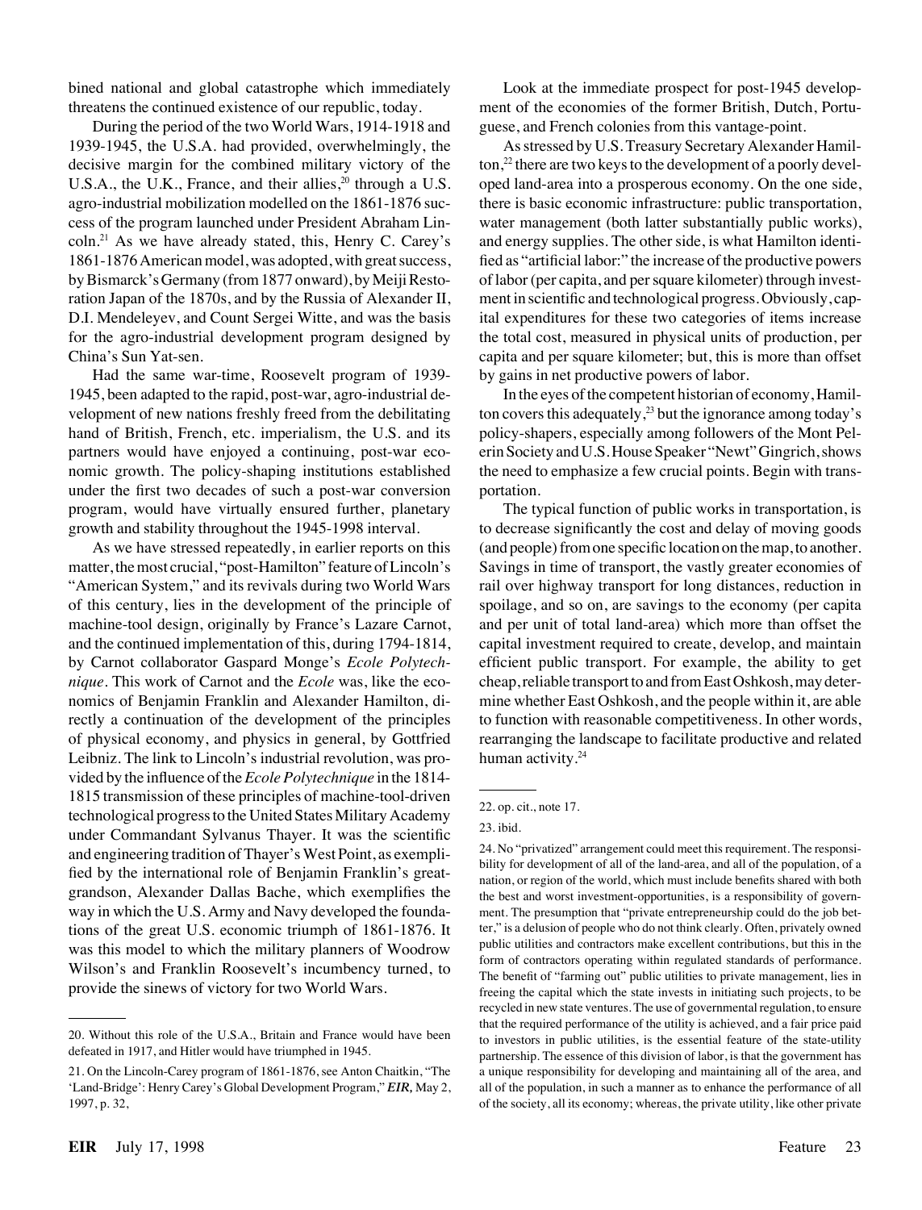bined national and global catastrophe which immediately threatens the continued existence of our republic, today.

During the period of the two World Wars, 1914-1918 and 1939-1945, the U.S.A. had provided, overwhelmingly, the decisive margin for the combined military victory of the U.S.A., the U.K., France, and their allies,[20] through a U.S. agro-industrial mobilization modelled on the 1861-1876 success of the program launched under President Abraham Lincoln.[21] As we have already stated, this, Henry C. Carey's 1861-1876 American model, was adopted, with great success, by Bismarck's Germany (from 1877 onward), by Meiji Restoration Japan of the 1870s, and by the Russia of Alexander II, D.I. Mendeleyev, and Count Sergei Witte, and was the basis for the agro-industrial development program designed by China's Sun Yat-sen.

Had the same war-time, Roosevelt program of 1939-1945, been adapted to the rapid, post-war, agro-industrial development of new nations freshly freed from the debilitating hand of British, French, etc. imperialism, the U.S. and its partners would have enjoyed a continuing, post-war economic growth. The policy-shaping institutions established under the first two decades of such a post-war conversion program, would have virtually ensured further, planetary growth and stability throughout the 1945-1998 interval.

As we have stressed repeatedly, in earlier reports on this matter, the most crucial, "post-Hamilton" feature of Lincoln's "American System," and its revivals during two World Wars of this century, lies in the development of the principle of machine-tool design, originally by France's Lazare Carnot, and the continued implementation of this, during 1794-1814, by Carnot collaborator Gaspard Monge's *Ecole Polytechnique*. This work of Carnot and the *Ecole* was, like the economics of Benjamin Franklin and Alexander Hamilton, directly a continuation of the development of the principles of physical economy, and physics in general, by Gottfried Leibniz. The link to Lincoln's industrial revolution, was provided by the influence of the *Ecole Polytechnique* in the 1814-1815 transmission of these principles of machine-tool-driven technological progress to the United States Military Academy under Commandant Sylvanus Thayer. It was the scientific and engineering tradition of Thayer's West Point, as exemplified by the international role of Benjamin Franklin's great-grandson, Alexander Dallas Bache, which exemplifies the way in which the U.S. Army and Navy developed the foundations of the great U.S. economic triumph of 1861-1876. It was this model to which the military planners of Woodrow Wilson's and Franklin Roosevelt's incumbency turned, to provide the sinews of victory for two World Wars.

Look at the immediate prospect for post-1945 development of the economies of the former British, Dutch, Portuguese, and French colonies from this vantage-point.

As stressed by U.S. Treasury Secretary Alexander Hamilton,[22] there are two keys to the development of a poorly developed land-area into a prosperous economy. On the one side, there is basic economic infrastructure: public transportation, water management (both latter substantially public works), and energy supplies. The other side, is what Hamilton identified as "artificial labor:" the increase of the productive powers of labor (per capita, and per square kilometer) through investment in scientific and technological progress. Obviously, capital expenditures for these two categories of items increase the total cost, measured in physical units of production, per capita and per square kilometer; but, this is more than offset by gains in net productive powers of labor.

In the eyes of the competent historian of economy, Hamilton covers this adequately,[23] but the ignorance among today's policy-shapers, especially among followers of the Mont Pelerin Society and U.S. House Speaker "Newt" Gingrich, shows the need to emphasize a few crucial points. Begin with transportation.

The typical function of public works in transportation, is to decrease significantly the cost and delay of moving goods (and people) from one specific location on the map, to another. Savings in time of transport, the vastly greater economies of rail over highway transport for long distances, reduction in spoilage, and so on, are savings to the economy (per capita and per unit of total land-area) which more than offset the capital investment required to create, develop, and maintain efficient public transport. For example, the ability to get cheap, reliable transport to and from East Oshkosh, may determine whether East Oshkosh, and the people within it, are able to function with reasonable competitiveness. In other words, rearranging the landscape to facilitate productive and related human activity.[24]

---

20. Without this role of the U.S.A., Britain and France would have been defeated in 1917, and Hitler would have triumphed in 1945.

21. On the Lincoln-Carey program of 1861-1876, see Anton Chaitkin, "The 'Land-Bridge': Henry Carey's Global Development Program," *EIR,* May 2, 1997, p. 32,

22. op. cit., note 17.

23. ibid.

24. No "privatized" arrangement could meet this requirement. The responsibility for development of all of the land-area, and all of the population, of a nation, or region of the world, which must include benefits shared with both the best and worst investment-opportunities, is a responsibility of government. The presumption that "private entrepreneurship could do the job better," is a delusion of people who do not think clearly. Often, privately owned public utilities and contractors make excellent contributions, but this in the form of contractors operating within regulated standards of performance. The benefit of "farming out" public utilities to private management, lies in freeing the capital which the state invests in initiating such projects, to be recycled in new state ventures. The use of governmental regulation, to ensure that the required performance of the utility is achieved, and a fair price paid to investors in public utilities, is the essential feature of the state-utility partnership. The essence of this division of labor, is that the government has a unique responsibility for developing and maintaining all of the area, and all of the population, in such a manner as to enhance the performance of all of the society, all its economy; whereas, the private utility, like other private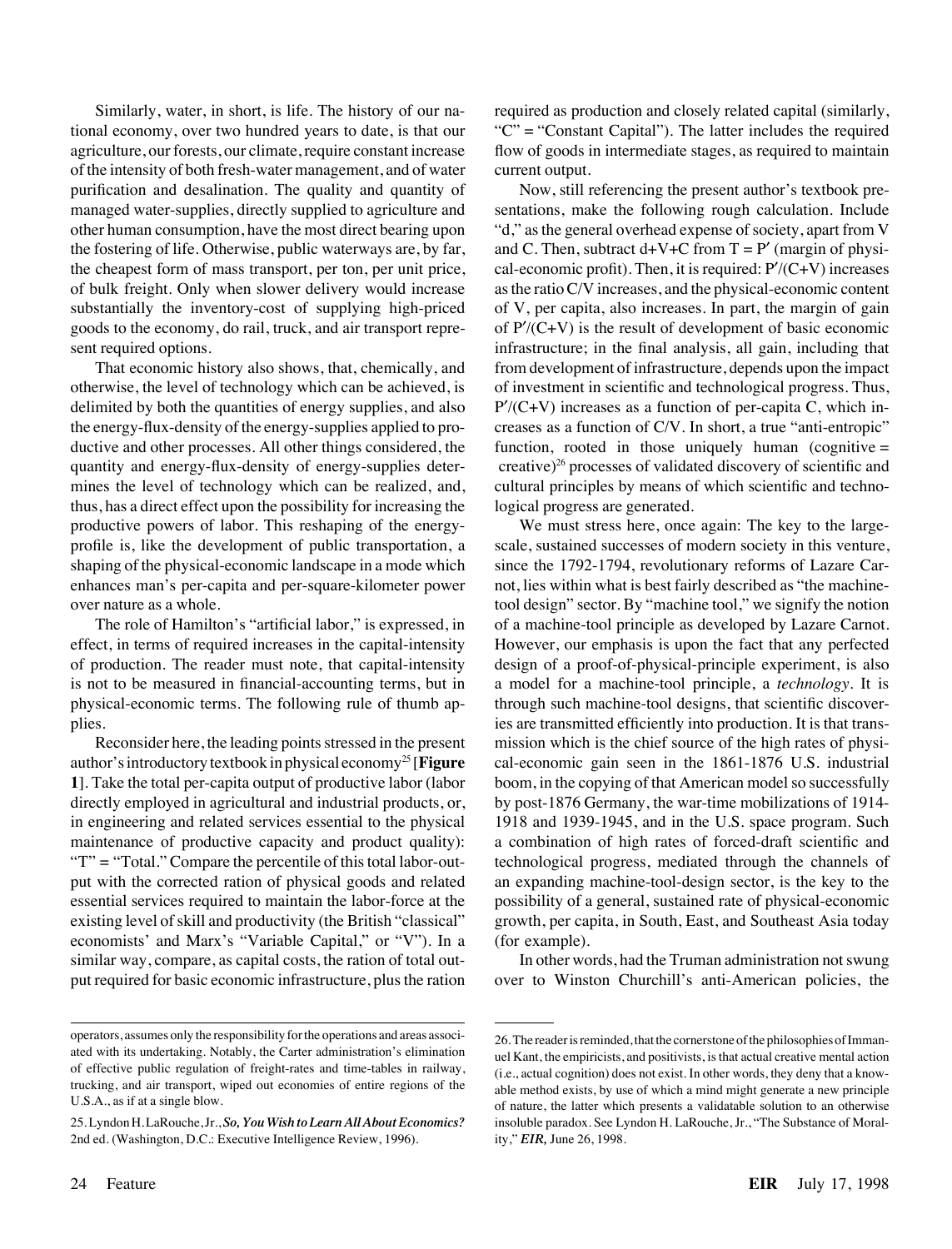Similarly, water, in short, is life. The history of our national economy, over two hundred years to date, is that our agriculture, our forests, our climate, require constant increase of the intensity of both fresh-water management, and of water purification and desalination. The quality and quantity of managed water-supplies, directly supplied to agriculture and other human consumption, have the most direct bearing upon the fostering of life. Otherwise, public waterways are, by far, the cheapest form of mass transport, per ton, per unit price, of bulk freight. Only when slower delivery would increase substantially the inventory-cost of supplying high-priced goods to the economy, do rail, truck, and air transport represent required options.

That economic history also shows, that, chemically, and otherwise, the level of technology which can be achieved, is delimited by both the quantities of energy supplies, and also the energy-flux-density of the energy-supplies applied to productive and other processes. All other things considered, the quantity and energy-flux-density of energy-supplies determines the level of technology which can be realized, and, thus, has a direct effect upon the possibility for increasing the productive powers of labor. This reshaping of the energy-profile is, like the development of public transportation, a shaping of the physical-economic landscape in a mode which enhances man's per-capita and per-square-kilometer power over nature as a whole.

The role of Hamilton's "artificial labor," is expressed, in effect, in terms of required increases in the capital-intensity of production. The reader must note, that capital-intensity is not to be measured in financial-accounting terms, but in physical-economic terms. The following rule of thumb applies.

Reconsider here, the leading points stressed in the present author's introductory textbook in physical economy[25] [**Figure 1**]. Take the total per-capita output of productive labor (labor directly employed in agricultural and industrial products, or, in engineering and related services essential to the physical maintenance of productive capacity and product quality): "T" = "Total." Compare the percentile of this total labor-output with the corrected ration of physical goods and related essential services required to maintain the labor-force at the existing level of skill and productivity (the British "classical" economists' and Marx's "Variable Capital," or "V"). In a similar way, compare, as capital costs, the ration of total output required for basic economic infrastructure, plus the ration required as production and closely related capital (similarly, "C" = "Constant Capital"). The latter includes the required flow of goods in intermediate stages, as required to maintain current output.

Now, still referencing the present author's textbook presentations, make the following rough calculation. Include "d," as the general overhead expense of society, apart from V and C. Then, subtract d+V+C from T = P′ (margin of physical-economic profit). Then, it is required: P′/(C+V) increases as the ratio C/V increases, and the physical-economic content of V, per capita, also increases. In part, the margin of gain of P′/(C+V) is the result of development of basic economic infrastructure; in the final analysis, all gain, including that from development of infrastructure, depends upon the impact of investment in scientific and technological progress. Thus, P′/(C+V) increases as a function of per-capita C, which increases as a function of C/V. In short, a true "anti-entropic" function, rooted in those uniquely human (cognitive = creative)[26] processes of validated discovery of scientific and cultural principles by means of which scientific and technological progress are generated.

We must stress here, once again: The key to the large-scale, sustained successes of modern society in this venture, since the 1792-1794, revolutionary reforms of Lazare Carnot, lies within what is best fairly described as "the machine-tool design" sector. By "machine tool," we signify the notion of a machine-tool principle as developed by Lazare Carnot. However, our emphasis is upon the fact that any perfected design of a proof-of-physical-principle experiment, is also a model for a machine-tool principle, a *technology*. It is through such machine-tool designs, that scientific discoveries are transmitted efficiently into production. It is that transmission which is the chief source of the high rates of physical-economic gain seen in the 1861-1876 U.S. industrial boom, in the copying of that American model so successfully by post-1876 Germany, the war-time mobilizations of 1914-1918 and 1939-1945, and in the U.S. space program. Such a combination of high rates of forced-draft scientific and technological progress, mediated through the channels of an expanding machine-tool-design sector, is the key to the possibility of a general, sustained rate of physical-economic growth, per capita, in South, East, and Southeast Asia today (for example).

In other words, had the Truman administration not swung over to Winston Churchill's anti-American policies, the

---

operators, assumes only the responsibility for the operations and areas associated with its undertaking. Notably, the Carter administration's elimination of effective public regulation of freight-rates and time-tables in railway, trucking, and air transport, wiped out economies of entire regions of the U.S.A., as if at a single blow.

25. Lyndon H. LaRouche, Jr., ***So, You Wish to Learn All About Economics?*** 2nd ed. (Washington, D.C.: Executive Intelligence Review, 1996).

26. The reader is reminded, that the cornerstone of the philosophies of Immanuel Kant, the empiricists, and positivists, is that actual creative mental action (i.e., actual cognition) does not exist. In other words, they deny that a knowable method exists, by use of which a mind might generate a new principle of nature, the latter which presents a validatable solution to an otherwise insoluble paradox. See Lyndon H. LaRouche, Jr., "The Substance of Morality," ***EIR,*** June 26, 1998.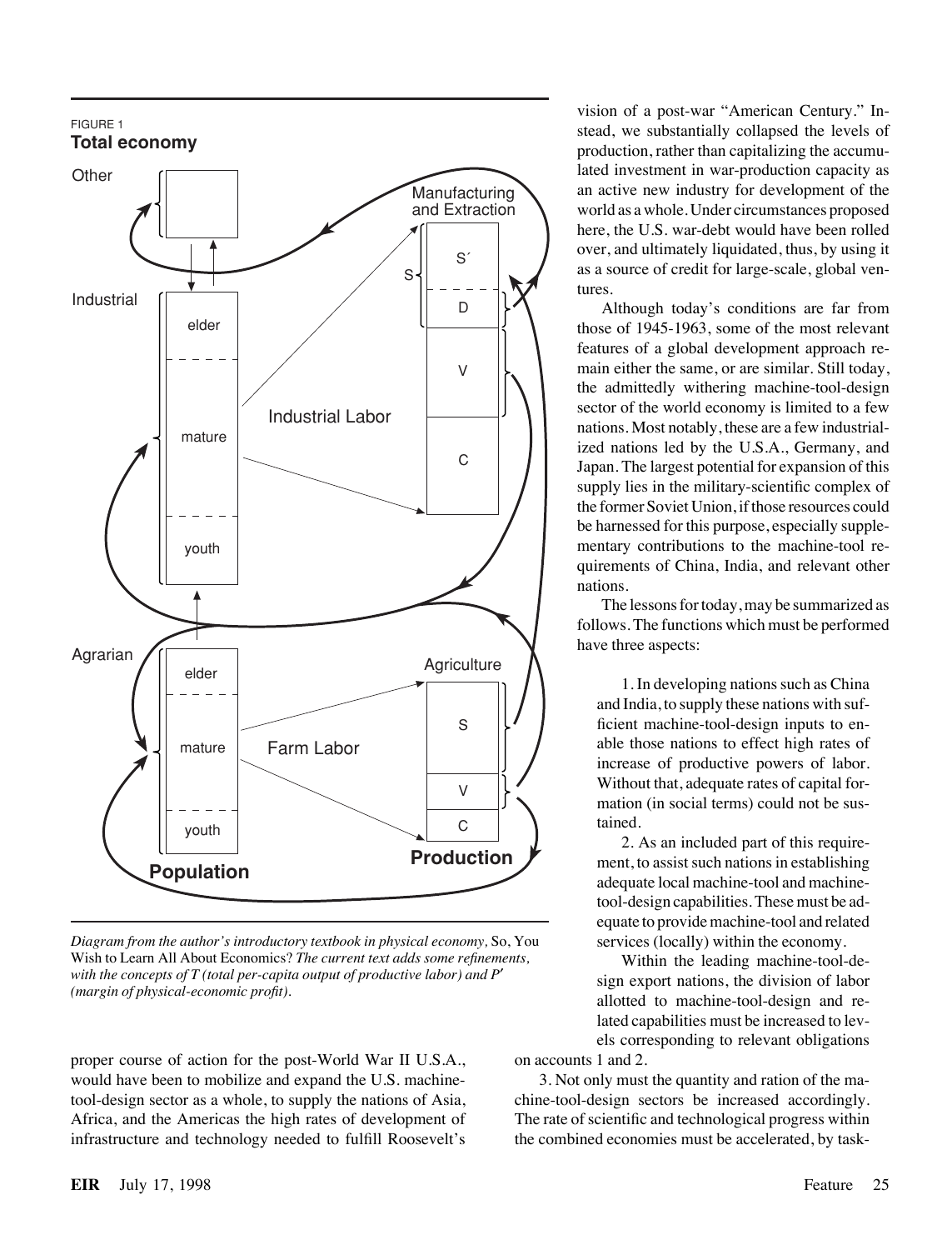FIGURE 1
**Total economy**

*Diagram from the author's introductory textbook in physical economy,* So, You Wish to Learn All About Economics? *The current text adds some refinements, with the concepts of T (total per-capita output of productive labor) and P′ (margin of physical-economic profit).*

proper course of action for the post-World War II U.S.A., would have been to mobilize and expand the U.S. machine-tool-design sector as a whole, to supply the nations of Asia, Africa, and the Americas the high rates of development of infrastructure and technology needed to fulfill Roosevelt's vision of a post-war "American Century." Instead, we substantially collapsed the levels of production, rather than capitalizing the accumulated investment in war-production capacity as an active new industry for development of the world as a whole. Under circumstances proposed here, the U.S. war-debt would have been rolled over, and ultimately liquidated, thus, by using it as a source of credit for large-scale, global ventures.

Although today's conditions are far from those of 1945-1963, some of the most relevant features of a global development approach remain either the same, or are similar. Still today, the admittedly withering machine-tool-design sector of the world economy is limited to a few nations. Most notably, these are a few industrialized nations led by the U.S.A., Germany, and Japan. The largest potential for expansion of this supply lies in the military-scientific complex of the former Soviet Union, if those resources could be harnessed for this purpose, especially supplementary contributions to the machine-tool requirements of China, India, and relevant other nations.

The lessons for today, may be summarized as follows. The functions which must be performed have three aspects:

1. In developing nations such as China and India, to supply these nations with sufficient machine-tool-design inputs to enable those nations to effect high rates of increase of productive powers of labor. Without that, adequate rates of capital formation (in social terms) could not be sustained.

2. As an included part of this requirement, to assist such nations in establishing adequate local machine-tool and machine-tool-design capabilities. These must be adequate to provide machine-tool and related services (locally) within the economy.

Within the leading machine-tool-design export nations, the division of labor allotted to machine-tool-design and related capabilities must be increased to levels corresponding to relevant obligations on accounts 1 and 2.

3. Not only must the quantity and ration of the machine-tool-design sectors be increased accordingly. The rate of scientific and technological progress within the combined economies must be accelerated, by task-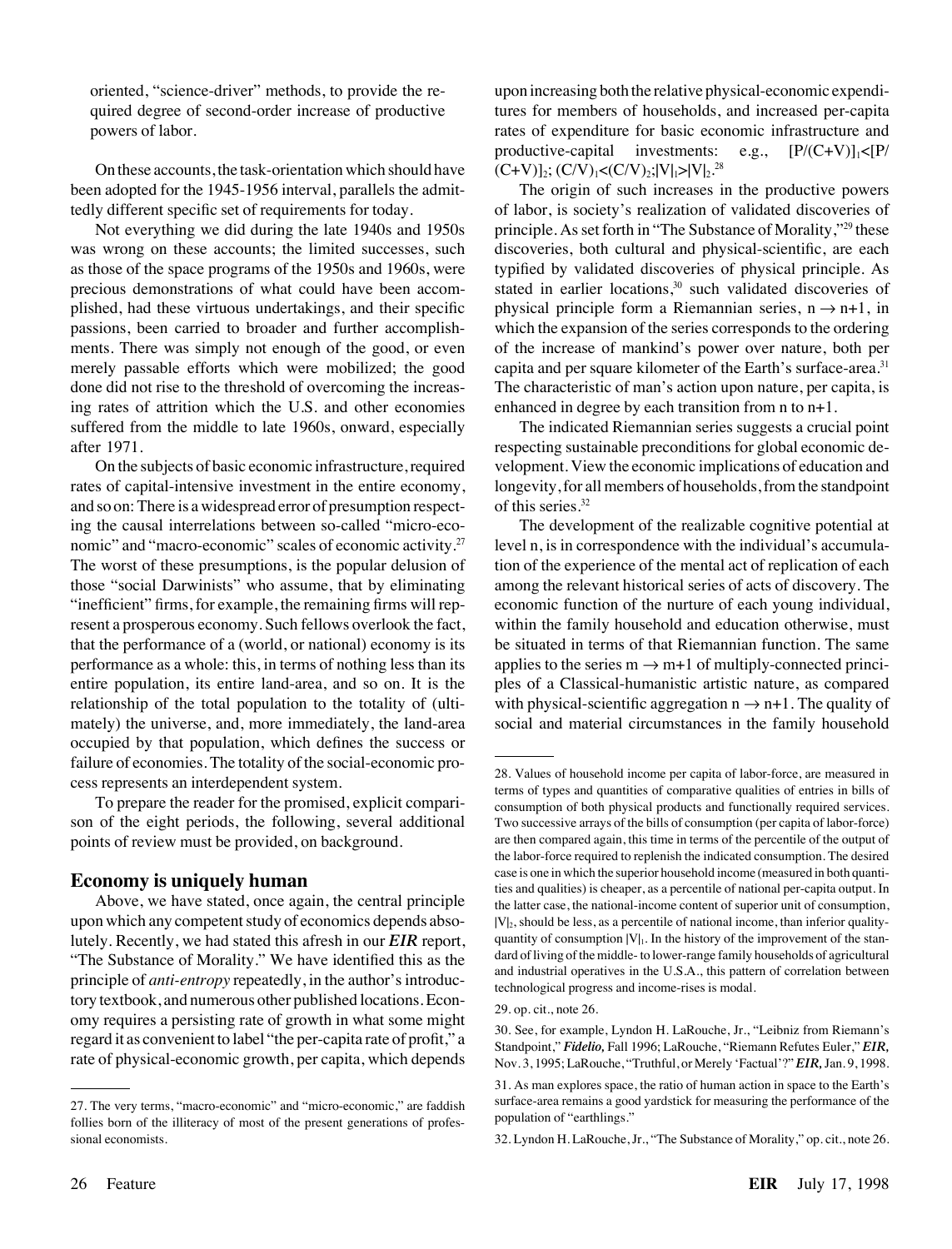oriented, "science-driver" methods, to provide the required degree of second-order increase of productive powers of labor.

On these accounts, the task-orientation which should have been adopted for the 1945-1956 interval, parallels the admittedly different specific set of requirements for today.

Not everything we did during the late 1940s and 1950s was wrong on these accounts; the limited successes, such as those of the space programs of the 1950s and 1960s, were precious demonstrations of what could have been accomplished, had these virtuous undertakings, and their specific passions, been carried to broader and further accomplishments. There was simply not enough of the good, or even merely passable efforts which were mobilized; the good done did not rise to the threshold of overcoming the increasing rates of attrition which the U.S. and other economies suffered from the middle to late 1960s, onward, especially after 1971.

On the subjects of basic economic infrastructure, required rates of capital-intensive investment in the entire economy, and so on: There is a widespread error of presumption respecting the causal interrelations between so-called "micro-economic" and "macro-economic" scales of economic activity.[27] The worst of these presumptions, is the popular delusion of those "social Darwinists" who assume, that by eliminating "inefficient" firms, for example, the remaining firms will represent a prosperous economy. Such fellows overlook the fact, that the performance of a (world, or national) economy is its performance as a whole: this, in terms of nothing less than its entire population, its entire land-area, and so on. It is the relationship of the total population to the totality of (ultimately) the universe, and, more immediately, the land-area occupied by that population, which defines the success or failure of economies. The totality of the social-economic process represents an interdependent system.

To prepare the reader for the promised, explicit comparison of the eight periods, the following, several additional points of review must be provided, on background.

## Economy is uniquely human

Above, we have stated, once again, the central principle upon which any competent study of economics depends absolutely. Recently, we had stated this afresh in our ***EIR*** report, "The Substance of Morality." We have identified this as the principle of *anti-entropy* repeatedly, in the author's introductory textbook, and numerous other published locations. Economy requires a persisting rate of growth in what some might regard it as convenient to label "the per-capita rate of profit," a rate of physical-economic growth, per capita, which depends upon increasing both the relative physical-economic expenditures for members of households, and increased per-capita rates of expenditure for basic economic infrastructure and productive-capital investments: e.g., $[P/(C+V)]_1<[P/(C+V)]_2$; $(C/V)_1<(C/V)_2$; $|V|_1>|V|_2$.[28]

The origin of such increases in the productive powers of labor, is society's realization of validated discoveries of principle. As set forth in "The Substance of Morality,"[29] these discoveries, both cultural and physical-scientific, are each typified by validated discoveries of physical principle. As stated in earlier locations,[30] such validated discoveries of physical principle form a Riemannian series, $n \rightarrow n+1$, in which the expansion of the series corresponds to the ordering of the increase of mankind's power over nature, both per capita and per square kilometer of the Earth's surface-area.[31] The characteristic of man's action upon nature, per capita, is enhanced in degree by each transition from n to n+1.

The indicated Riemannian series suggests a crucial point respecting sustainable preconditions for global economic development. View the economic implications of education and longevity, for all members of households, from the standpoint of this series.[32]

The development of the realizable cognitive potential at level n, is in correspondence with the individual's accumulation of the experience of the mental act of replication of each among the relevant historical series of acts of discovery. The economic function of the nurture of each young individual, within the family household and education otherwise, must be situated in terms of that Riemannian function. The same applies to the series $m \rightarrow m+1$ of multiply-connected principles of a Classical-humanistic artistic nature, as compared with physical-scientific aggregation $n \rightarrow n+1$. The quality of social and material circumstances in the family household

---

27. The very terms, "macro-economic" and "micro-economic," are faddish follies born of the illiteracy of most of the present generations of professional economists.

28. Values of household income per capita of labor-force, are measured in terms of types and quantities of comparative qualities of entries in bills of consumption of both physical products and functionally required services. Two successive arrays of the bills of consumption (per capita of labor-force) are then compared again, this time in terms of the percentile of the output of the labor-force required to replenish the indicated consumption. The desired case is one in which the superior household income (measured in both quantities and qualities) is cheaper, as a percentile of national per-capita output. In the latter case, the national-income content of superior unit of consumption, $|V|_2$, should be less, as a percentile of national income, than inferior quality-quantity of consumption $|V|_1$. In the history of the improvement of the standard of living of the middle- to lower-range family households of agricultural and industrial operatives in the U.S.A., this pattern of correlation between technological progress and income-rises is modal.

29. op. cit., note 26.

30. See, for example, Lyndon H. LaRouche, Jr., "Leibniz from Riemann's Standpoint," ***Fidelio,*** Fall 1996; LaRouche, "Riemann Refutes Euler," ***EIR,*** Nov. 3, 1995; LaRouche, "Truthful, or Merely 'Factual'?" ***EIR,*** Jan. 9, 1998.

31. As man explores space, the ratio of human action in space to the Earth's surface-area remains a good yardstick for measuring the performance of the population of "earthlings."

32. Lyndon H. LaRouche, Jr., "The Substance of Morality," op. cit., note 26.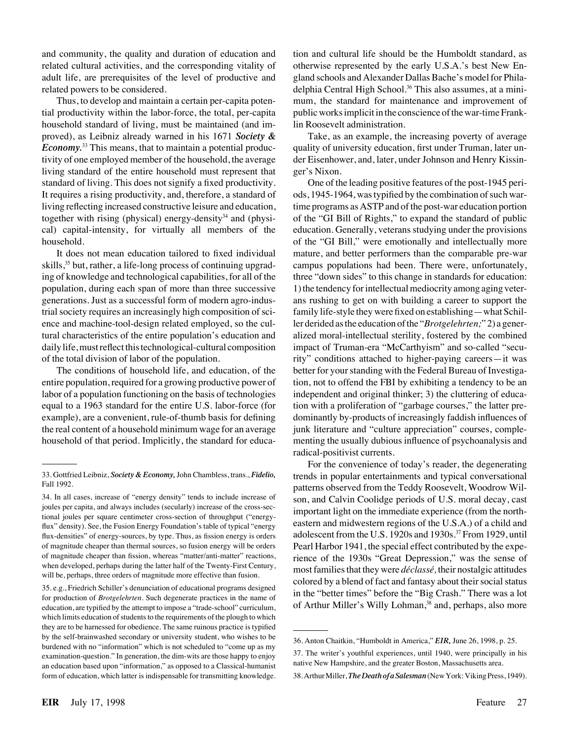and community, the quality and duration of education and related cultural activities, and the corresponding vitality of adult life, are prerequisites of the level of productive and related powers to be considered.

Thus, to develop and maintain a certain per-capita potential productivity within the labor-force, the total, per-capita household standard of living, must be maintained (and improved), as Leibniz already warned in his 1671 ***Society & Economy.***[33] This means, that to maintain a potential productivity of one employed member of the household, the average living standard of the entire household must represent that standard of living. This does not signify a fixed productivity. It requires a rising productivity, and, therefore, a standard of living reflecting increased constructive leisure and education, together with rising (physical) energy-density[34] and (physical) capital-intensity, for virtually all members of the household.

It does not mean education tailored to fixed individual skills,[35] but, rather, a life-long process of continuing upgrading of knowledge and technological capabilities, for all of the population, during each span of more than three successive generations. Just as a successful form of modern agro-industrial society requires an increasingly high composition of science and machine-tool-design related employed, so the cultural characteristics of the entire population's education and daily life, must reflect this technological-cultural composition of the total division of labor of the population.

The conditions of household life, and education, of the entire population, required for a growing productive power of labor of a population functioning on the basis of technologies equal to a 1963 standard for the entire U.S. labor-force (for example), are a convenient, rule-of-thumb basis for defining the real content of a household minimum wage for an average household of that period. Implicitly, the standard for education and cultural life should be the Humboldt standard, as otherwise represented by the early U.S.A.'s best New England schools and Alexander Dallas Bache's model for Philadelphia Central High School.[36] This also assumes, at a minimum, the standard for maintenance and improvement of public works implicit in the conscience of the war-time Franklin Roosevelt administration.

Take, as an example, the increasing poverty of average quality of university education, first under Truman, later under Eisenhower, and, later, under Johnson and Henry Kissinger's Nixon.

One of the leading positive features of the post-1945 periods, 1945-1964, was typified by the combination of such wartime programs as ASTP and of the post-war education portion of the "GI Bill of Rights," to expand the standard of public education. Generally, veterans studying under the provisions of the "GI Bill," were emotionally and intellectually more mature, and better performers than the comparable pre-war campus populations had been. There were, unfortunately, three "down sides" to this change in standards for education: 1) the tendency for intellectual mediocrity among aging veterans rushing to get on with building a career to support the family life-style they were fixed on establishing—what Schiller derided as the education of the "*Brotgelehrten;*" 2) a generalized moral-intellectual sterility, fostered by the combined impact of Truman-era "McCarthyism" and so-called "security" conditions attached to higher-paying careers—it was better for your standing with the Federal Bureau of Investigation, not to offend the FBI by exhibiting a tendency to be an independent and original thinker; 3) the cluttering of education with a proliferation of "garbage courses," the latter predominantly by-products of increasingly faddish influences of junk literature and "culture appreciation" courses, complementing the usually dubious influence of psychoanalysis and radical-positivist currents.

For the convenience of today's reader, the degenerating trends in popular entertainments and typical conversational patterns observed from the Teddy Roosevelt, Woodrow Wilson, and Calvin Coolidge periods of U.S. moral decay, cast important light on the immediate experience (from the northeastern and midwestern regions of the U.S.A.) of a child and adolescent from the U.S. 1920s and 1930s.[37] From 1929, until Pearl Harbor 1941, the special effect contributed by the experience of the 1930s "Great Depression," was the sense of most families that they were *déclassé,* their nostalgic attitudes colored by a blend of fact and fantasy about their social status in the "better times" before the "Big Crash." There was a lot of Arthur Miller's Willy Lohman,[38] and, perhaps, also more

---

33. Gottfried Leibniz, ***Society & Economy,*** John Chambless, trans., ***Fidelio,*** Fall 1992.

34. In all cases, increase of "energy density" tends to include increase of joules per capita, and always includes (secularly) increase of the cross-sectional joules per square centimeter cross-section of throughput ("energy-flux" density). See, the Fusion Energy Foundation's table of typical "energy flux-densities" of energy-sources, by type. Thus, as fission energy is orders of magnitude cheaper than thermal sources, so fusion energy will be orders of magnitude cheaper than fission, whereas "matter/anti-matter" reactions, when developed, perhaps during the latter half of the Twenty-First Century, will be, perhaps, three orders of magnitude more effective than fusion.

35. e.g., Friedrich Schiller's denunciation of educational programs designed for production of *Brotgelehrten.* Such degenerate practices in the name of education, are typified by the attempt to impose a "trade-school" curriculum, which limits education of students to the requirements of the plough to which they are to be harnessed for obedience. The same ruinous practice is typified by the self-brainwashed secondary or university student, who wishes to be burdened with no "information" which is not scheduled to "come up as my examination-question." In generation, the dim-wits are those happy to enjoy an education based upon "information," as opposed to a Classical-humanist form of education, which latter is indispensable for transmitting knowledge.

36. Anton Chaitkin, "Humboldt in America," ***EIR,*** June 26, 1998, p. 25.

37. The writer's youthful experiences, until 1940, were principally in his native New Hampshire, and the greater Boston, Massachusetts area.

38. Arthur Miller, ***The Death of a Salesman*** (New York: Viking Press, 1949).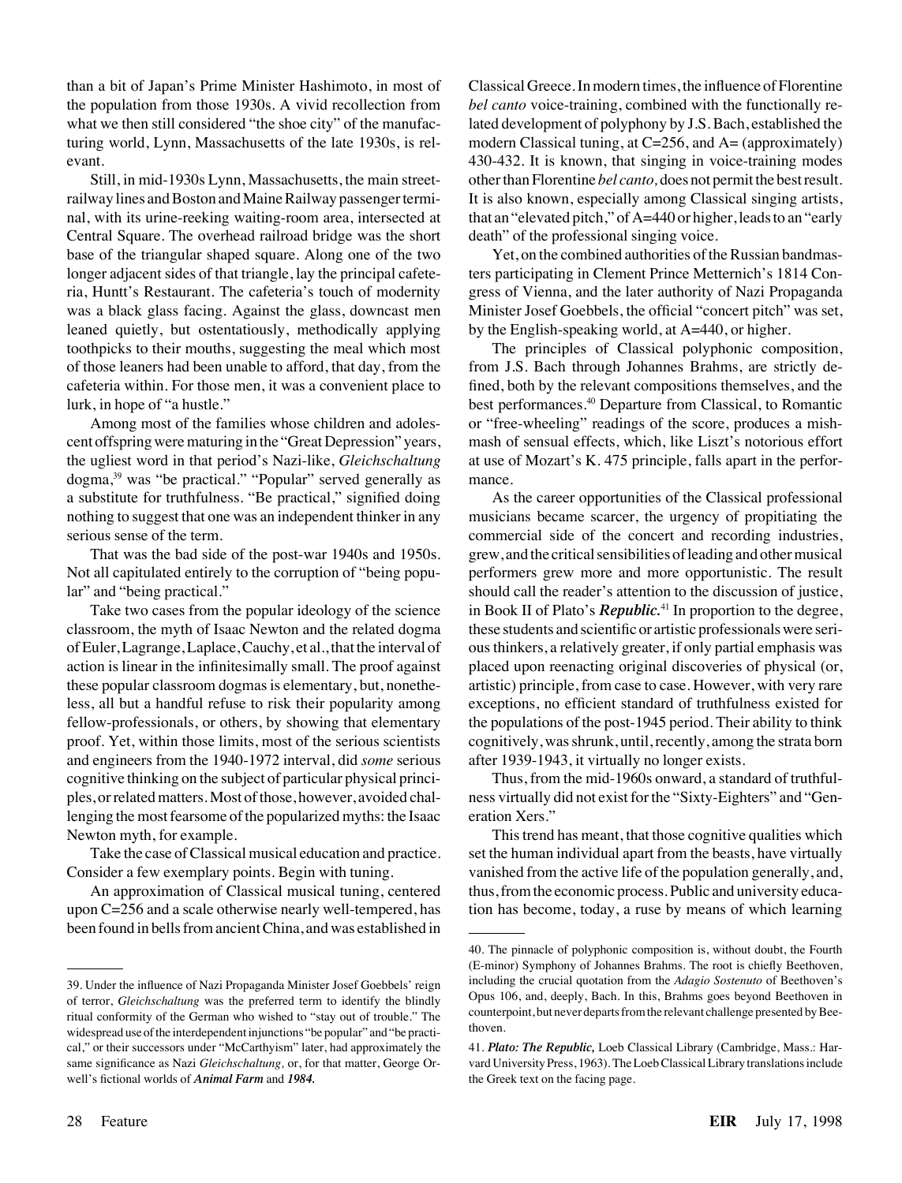than a bit of Japan's Prime Minister Hashimoto, in most of the population from those 1930s. A vivid recollection from what we then still considered "the shoe city" of the manufacturing world, Lynn, Massachusetts of the late 1930s, is relevant.

Still, in mid-1930s Lynn, Massachusetts, the main streetrailway lines and Boston and Maine Railway passenger terminal, with its urine-reeking waiting-room area, intersected at Central Square. The overhead railroad bridge was the short base of the triangular shaped square. Along one of the two longer adjacent sides of that triangle, lay the principal cafeteria, Huntt's Restaurant. The cafeteria's touch of modernity was a black glass facing. Against the glass, downcast men leaned quietly, but ostentatiously, methodically applying toothpicks to their mouths, suggesting the meal which most of those leaners had been unable to afford, that day, from the cafeteria within. For those men, it was a convenient place to lurk, in hope of "a hustle."

Among most of the families whose children and adolescent offspring were maturing in the "Great Depression" years, the ugliest word in that period's Nazi-like, *Gleichschaltung* dogma,[39] was "be practical." "Popular" served generally as a substitute for truthfulness. "Be practical," signified doing nothing to suggest that one was an independent thinker in any serious sense of the term.

That was the bad side of the post-war 1940s and 1950s. Not all capitulated entirely to the corruption of "being popular" and "being practical."

Take two cases from the popular ideology of the science classroom, the myth of Isaac Newton and the related dogma of Euler, Lagrange, Laplace, Cauchy, et al., that the interval of action is linear in the infinitesimally small. The proof against these popular classroom dogmas is elementary, but, nonetheless, all but a handful refuse to risk their popularity among fellow-professionals, or others, by showing that elementary proof. Yet, within those limits, most of the serious scientists and engineers from the 1940-1972 interval, did *some* serious cognitive thinking on the subject of particular physical principles, or related matters. Most of those, however, avoided challenging the most fearsome of the popularized myths: the Isaac Newton myth, for example.

Take the case of Classical musical education and practice. Consider a few exemplary points. Begin with tuning.

An approximation of Classical musical tuning, centered upon C=256 and a scale otherwise nearly well-tempered, has been found in bells from ancient China, and was established in Classical Greece. In modern times, the influence of Florentine *bel canto* voice-training, combined with the functionally related development of polyphony by J.S. Bach, established the modern Classical tuning, at C=256, and A= (approximately) 430-432. It is known, that singing in voice-training modes other than Florentine *bel canto,* does not permit the best result. It is also known, especially among Classical singing artists, that an "elevated pitch," of A=440 or higher, leads to an "early death" of the professional singing voice.

Yet, on the combined authorities of the Russian bandmasters participating in Clement Prince Metternich's 1814 Congress of Vienna, and the later authority of Nazi Propaganda Minister Josef Goebbels, the official "concert pitch" was set, by the English-speaking world, at A=440, or higher.

The principles of Classical polyphonic composition, from J.S. Bach through Johannes Brahms, are strictly defined, both by the relevant compositions themselves, and the best performances.[40] Departure from Classical, to Romantic or "free-wheeling" readings of the score, produces a mishmash of sensual effects, which, like Liszt's notorious effort at use of Mozart's K. 475 principle, falls apart in the performance.

As the career opportunities of the Classical professional musicians became scarcer, the urgency of propitiating the commercial side of the concert and recording industries, grew, and the critical sensibilities of leading and other musical performers grew more and more opportunistic. The result should call the reader's attention to the discussion of justice, in Book II of Plato's ***Republic.***[41] In proportion to the degree, these students and scientific or artistic professionals were serious thinkers, a relatively greater, if only partial emphasis was placed upon reenacting original discoveries of physical (or, artistic) principle, from case to case. However, with very rare exceptions, no efficient standard of truthfulness existed for the populations of the post-1945 period. Their ability to think cognitively, was shrunk, until, recently, among the strata born after 1939-1943, it virtually no longer exists.

Thus, from the mid-1960s onward, a standard of truthfulness virtually did not exist for the "Sixty-Eighters" and "Generation Xers."

This trend has meant, that those cognitive qualities which set the human individual apart from the beasts, have virtually vanished from the active life of the population generally, and, thus, from the economic process. Public and university education has become, today, a ruse by means of which learning

---

39. Under the influence of Nazi Propaganda Minister Josef Goebbels' reign of terror, *Gleichschaltung* was the preferred term to identify the blindly ritual conformity of the German who wished to "stay out of trouble." The widespread use of the interdependent injunctions "be popular" and "be practical," or their successors under "McCarthyism" later, had approximately the same significance as Nazi *Gleichschaltung,* or, for that matter, George Orwell's fictional worlds of ***Animal Farm*** and ***1984.***

40. The pinnacle of polyphonic composition is, without doubt, the Fourth (E-minor) Symphony of Johannes Brahms. The root is chiefly Beethoven, including the crucial quotation from the *Adagio Sostenuto* of Beethoven's Opus 106, and, deeply, Bach. In this, Brahms goes beyond Beethoven in counterpoint, but never departs from the relevant challenge presented by Beethoven.

41. ***Plato: The Republic,*** Loeb Classical Library (Cambridge, Mass.: Harvard University Press, 1963). The Loeb Classical Library translations include the Greek text on the facing page.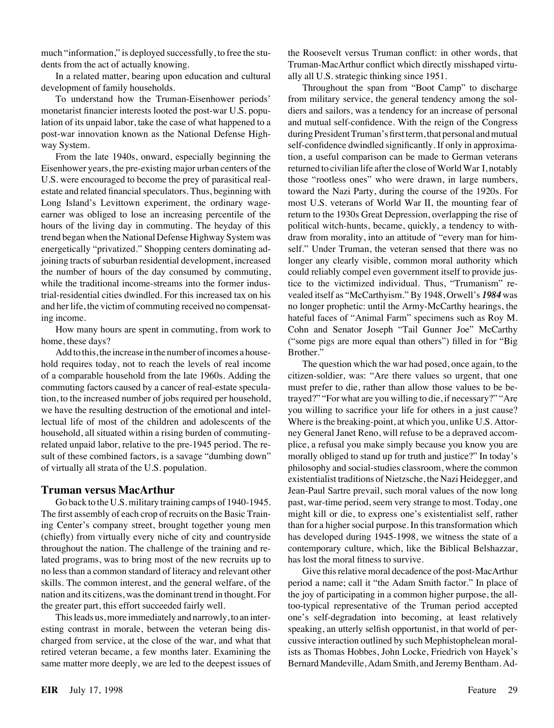much "information," is deployed successfully, to free the students from the act of actually knowing.

In a related matter, bearing upon education and cultural development of family households.

To understand how the Truman-Eisenhower periods' monetarist financier interests looted the post-war U.S. population of its unpaid labor, take the case of what happened to a post-war innovation known as the National Defense Highway System.

From the late 1940s, onward, especially beginning the Eisenhower years, the pre-existing major urban centers of the U.S. were encouraged to become the prey of parasitical real-estate and related financial speculators. Thus, beginning with Long Island's Levittown experiment, the ordinary wage-earner was obliged to lose an increasing percentile of the hours of the living day in commuting. The heyday of this trend began when the National Defense Highway System was energetically "privatized." Shopping centers dominating adjoining tracts of suburban residential development, increased the number of hours of the day consumed by commuting, while the traditional income-streams into the former industrial-residential cities dwindled. For this increased tax on his and her life, the victim of commuting received no compensating income.

How many hours are spent in commuting, from work to home, these days?

Add to this, the increase in the number of incomes a household requires today, not to reach the levels of real income of a comparable household from the late 1960s. Adding the commuting factors caused by a cancer of real-estate speculation, to the increased number of jobs required per household, we have the resulting destruction of the emotional and intellectual life of most of the children and adolescents of the household, all situated within a rising burden of commuting-related unpaid labor, relative to the pre-1945 period. The result of these combined factors, is a savage "dumbing down" of virtually all strata of the U.S. population.

## Truman versus MacArthur

Go back to the U.S. military training camps of 1940-1945. The first assembly of each crop of recruits on the Basic Training Center's company street, brought together young men (chiefly) from virtually every niche of city and countryside throughout the nation. The challenge of the training and related programs, was to bring most of the new recruits up to no less than a common standard of literacy and relevant other skills. The common interest, and the general welfare, of the nation and its citizens, was the dominant trend in thought. For the greater part, this effort succeeded fairly well.

This leads us, more immediately and narrowly, to an interesting contrast in morale, between the veteran being discharged from service, at the close of the war, and what that retired veteran became, a few months later. Examining the same matter more deeply, we are led to the deepest issues of the Roosevelt versus Truman conflict: in other words, that Truman-MacArthur conflict which directly misshaped virtually all U.S. strategic thinking since 1951.

Throughout the span from "Boot Camp" to discharge from military service, the general tendency among the soldiers and sailors, was a tendency for an increase of personal and mutual self-confidence. With the reign of the Congress during President Truman's first term, that personal and mutual self-confidence dwindled significantly. If only in approximation, a useful comparison can be made to German veterans returned to civilian life after the close of World War I, notably those "rootless ones" who were drawn, in large numbers, toward the Nazi Party, during the course of the 1920s. For most U.S. veterans of World War II, the mounting fear of return to the 1930s Great Depression, overlapping the rise of political witch-hunts, became, quickly, a tendency to withdraw from morality, into an attitude of "every man for himself." Under Truman, the veteran sensed that there was no longer any clearly visible, common moral authority which could reliably compel even government itself to provide justice to the victimized individual. Thus, "Trumanism" revealed itself as "McCarthyism." By 1948, Orwell's ***1984*** was no longer prophetic: until the Army-McCarthy hearings, the hateful faces of "Animal Farm" specimens such as Roy M. Cohn and Senator Joseph "Tail Gunner Joe" McCarthy ("some pigs are more equal than others") filled in for "Big Brother."

The question which the war had posed, once again, to the citizen-soldier, was: "Are there values so urgent, that one must prefer to die, rather than allow those values to be betrayed?" "For what are you willing to die, if necessary?" "Are you willing to sacrifice your life for others in a just cause? Where is the breaking-point, at which you, unlike U.S. Attorney General Janet Reno, will refuse to be a depraved accomplice, a refusal you make simply because you know you are morally obliged to stand up for truth and justice?" In today's philosophy and social-studies classroom, where the common existentialist traditions of Nietzsche, the Nazi Heidegger, and Jean-Paul Sartre prevail, such moral values of the now long past, war-time period, seem very strange to most. Today, one might kill or die, to express one's existentialist self, rather than for a higher social purpose. In this transformation which has developed during 1945-1998, we witness the state of a contemporary culture, which, like the Biblical Belshazzar, has lost the moral fitness to survive.

Give this relative moral decadence of the post-MacArthur period a name; call it "the Adam Smith factor." In place of the joy of participating in a common higher purpose, the all-too-typical representative of the Truman period accepted one's self-degradation into becoming, at least relatively speaking, an utterly selfish opportunist, in that world of percussive interaction outlined by such Mephistophelean moralists as Thomas Hobbes, John Locke, Friedrich von Hayek's Bernard Mandeville, Adam Smith, and Jeremy Bentham. Ad-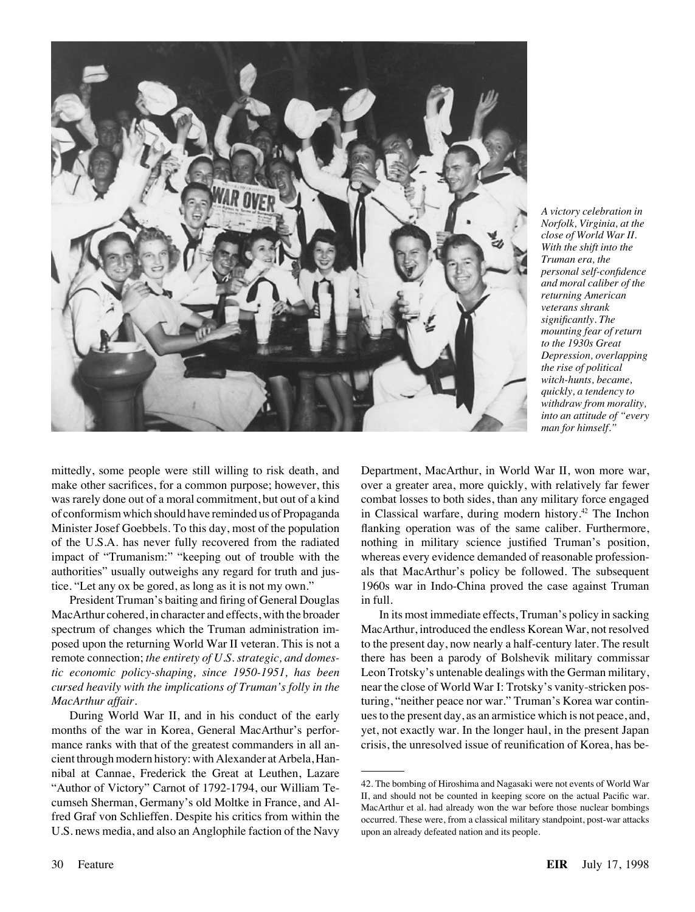*A victory celebration in Norfolk, Virginia, at the close of World War II. With the shift into the Truman era, the personal self-confidence and moral caliber of the returning American veterans shrank significantly. The mounting fear of return to the 1930s Great Depression, overlapping the rise of political witch-hunts, became, quickly, a tendency to withdraw from morality, into an attitude of "every man for himself."*

mittedly, some people were still willing to risk death, and make other sacrifices, for a common purpose; however, this was rarely done out of a moral commitment, but out of a kind of conformism which should have reminded us of Propaganda Minister Josef Goebbels. To this day, most of the population of the U.S.A. has never fully recovered from the radiated impact of "Trumanism:" "keeping out of trouble with the authorities" usually outweighs any regard for truth and justice. "Let any ox be gored, as long as it is not my own."

President Truman's baiting and firing of General Douglas MacArthur cohered, in character and effects, with the broader spectrum of changes which the Truman administration imposed upon the returning World War II veteran. This is not a remote connection; *the entirety of U.S. strategic, and domestic economic policy-shaping, since 1950-1951, has been cursed heavily with the implications of Truman's folly in the MacArthur affair*.

During World War II, and in his conduct of the early months of the war in Korea, General MacArthur's performance ranks with that of the greatest commanders in all ancient through modern history: with Alexander at Arbela, Hannibal at Cannae, Frederick the Great at Leuthen, Lazare "Author of Victory" Carnot of 1792-1794, our William Tecumseh Sherman, Germany's old Moltke in France, and Alfred Graf von Schlieffen. Despite his critics from within the U.S. news media, and also an Anglophile faction of the Navy Department, MacArthur, in World War II, won more war, over a greater area, more quickly, with relatively far fewer combat losses to both sides, than any military force engaged in Classical warfare, during modern history.[42] The Inchon flanking operation was of the same caliber. Furthermore, nothing in military science justified Truman's position, whereas every evidence demanded of reasonable professionals that MacArthur's policy be followed. The subsequent 1960s war in Indo-China proved the case against Truman in full.

In its most immediate effects, Truman's policy in sacking MacArthur, introduced the endless Korean War, not resolved to the present day, now nearly a half-century later. The result there has been a parody of Bolshevik military commissar Leon Trotsky's untenable dealings with the German military, near the close of World War I: Trotsky's vanity-stricken posturing, "neither peace nor war." Truman's Korea war continues to the present day, as an armistice which is not peace, and, yet, not exactly war. In the longer haul, in the present Japan crisis, the unresolved issue of reunification of Korea, has be-

---

42. The bombing of Hiroshima and Nagasaki were not events of World War II, and should not be counted in keeping score on the actual Pacific war. MacArthur et al. had already won the war before those nuclear bombings occurred. These were, from a classical military standpoint, post-war attacks upon an already defeated nation and its people.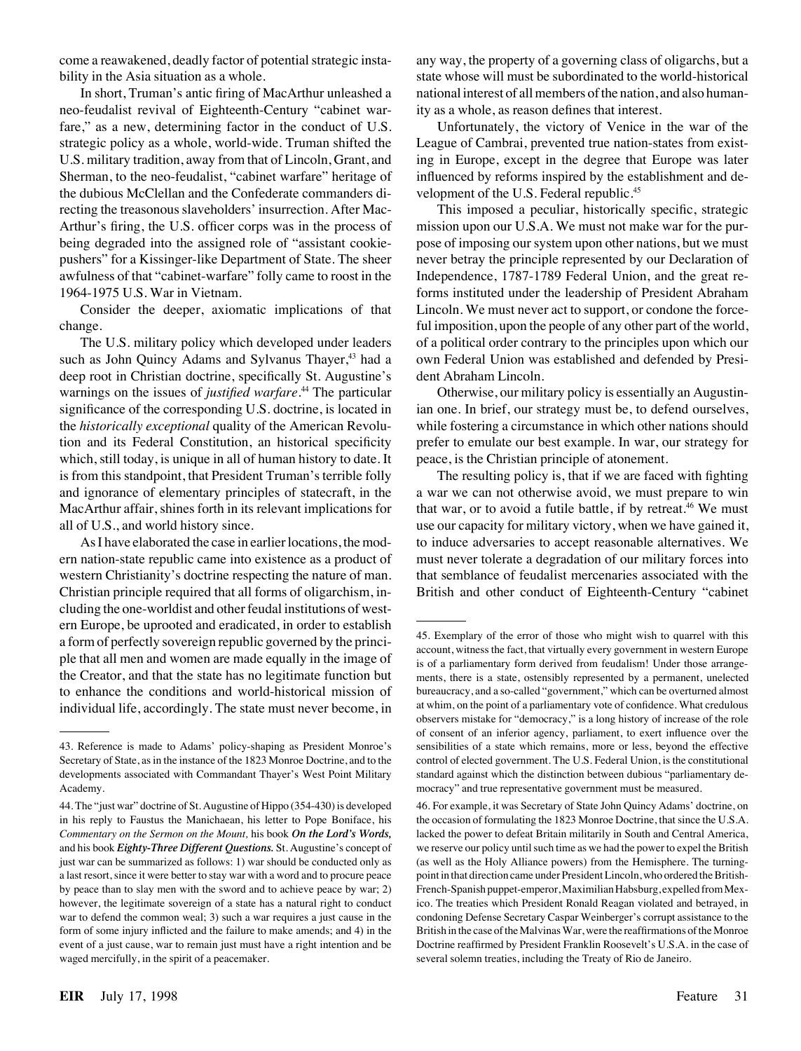come a reawakened, deadly factor of potential strategic instability in the Asia situation as a whole.

In short, Truman's antic firing of MacArthur unleashed a neo-feudalist revival of Eighteenth-Century "cabinet warfare," as a new, determining factor in the conduct of U.S. strategic policy as a whole, world-wide. Truman shifted the U.S. military tradition, away from that of Lincoln, Grant, and Sherman, to the neo-feudalist, "cabinet warfare" heritage of the dubious McClellan and the Confederate commanders directing the treasonous slaveholders' insurrection. After MacArthur's firing, the U.S. officer corps was in the process of being degraded into the assigned role of "assistant cookie-pushers" for a Kissinger-like Department of State. The sheer awfulness of that "cabinet-warfare" folly came to roost in the 1964-1975 U.S. War in Vietnam.

Consider the deeper, axiomatic implications of that change.

The U.S. military policy which developed under leaders such as John Quincy Adams and Sylvanus Thayer,[43] had a deep root in Christian doctrine, specifically St. Augustine's warnings on the issues of *justified warfare*.[44] The particular significance of the corresponding U.S. doctrine, is located in the *historically exceptional* quality of the American Revolution and its Federal Constitution, an historical specificity which, still today, is unique in all of human history to date. It is from this standpoint, that President Truman's terrible folly and ignorance of elementary principles of statecraft, in the MacArthur affair, shines forth in its relevant implications for all of U.S., and world history since.

As I have elaborated the case in earlier locations, the modern nation-state republic came into existence as a product of western Christianity's doctrine respecting the nature of man. Christian principle required that all forms of oligarchism, including the one-worldist and other feudal institutions of western Europe, be uprooted and eradicated, in order to establish a form of perfectly sovereign republic governed by the principle that all men and women are made equally in the image of the Creator, and that the state has no legitimate function but to enhance the conditions and world-historical mission of individual life, accordingly. The state must never become, in any way, the property of a governing class of oligarchs, but a state whose will must be subordinated to the world-historical national interest of all members of the nation, and also humanity as a whole, as reason defines that interest.

Unfortunately, the victory of Venice in the war of the League of Cambrai, prevented true nation-states from existing in Europe, except in the degree that Europe was later influenced by reforms inspired by the establishment and development of the U.S. Federal republic.[45]

This imposed a peculiar, historically specific, strategic mission upon our U.S.A. We must not make war for the purpose of imposing our system upon other nations, but we must never betray the principle represented by our Declaration of Independence, 1787-1789 Federal Union, and the great reforms instituted under the leadership of President Abraham Lincoln. We must never act to support, or condone the forceful imposition, upon the people of any other part of the world, of a political order contrary to the principles upon which our own Federal Union was established and defended by President Abraham Lincoln.

Otherwise, our military policy is essentially an Augustinian one. In brief, our strategy must be, to defend ourselves, while fostering a circumstance in which other nations should prefer to emulate our best example. In war, our strategy for peace, is the Christian principle of atonement.

The resulting policy is, that if we are faced with fighting a war we can not otherwise avoid, we must prepare to win that war, or to avoid a futile battle, if by retreat.[46] We must use our capacity for military victory, when we have gained it, to induce adversaries to accept reasonable alternatives. We must never tolerate a degradation of our military forces into that semblance of feudalist mercenaries associated with the British and other conduct of Eighteenth-Century "cabinet

---

43. Reference is made to Adams' policy-shaping as President Monroe's Secretary of State, as in the instance of the 1823 Monroe Doctrine, and to the developments associated with Commandant Thayer's West Point Military Academy.

44. The "just war" doctrine of St. Augustine of Hippo (354-430) is developed in his reply to Faustus the Manichaean, his letter to Pope Boniface, his *Commentary on the Sermon on the Mount,* his book ***On the Lord's Words,*** and his book ***Eighty-Three Different Questions.*** St. Augustine's concept of just war can be summarized as follows: 1) war should be conducted only as a last resort, since it were better to stay war with a word and to procure peace by peace than to slay men with the sword and to achieve peace by war; 2) however, the legitimate sovereign of a state has a natural right to conduct war to defend the common weal; 3) such a war requires a just cause in the form of some injury inflicted and the failure to make amends; and 4) in the event of a just cause, war to remain just must have a right intention and be waged mercifully, in the spirit of a peacemaker.

45. Exemplary of the error of those who might wish to quarrel with this account, witness the fact, that virtually every government in western Europe is of a parliamentary form derived from feudalism! Under those arrangements, there is a state, ostensibly represented by a permanent, unelected bureaucracy, and a so-called "government," which can be overturned almost at whim, on the point of a parliamentary vote of confidence. What credulous observers mistake for "democracy," is a long history of increase of the role of consent of an inferior agency, parliament, to exert influence over the sensibilities of a state which remains, more or less, beyond the effective control of elected government. The U.S. Federal Union, is the constitutional standard against which the distinction between dubious "parliamentary democracy" and true representative government must be measured.

46. For example, it was Secretary of State John Quincy Adams' doctrine, on the occasion of formulating the 1823 Monroe Doctrine, that since the U.S.A. lacked the power to defeat Britain militarily in South and Central America, we reserve our policy until such time as we had the power to expel the British (as well as the Holy Alliance powers) from the Hemisphere. The turning-point in that direction came under President Lincoln, who ordered the British-French-Spanish puppet-emperor, Maximilian Habsburg, expelled from Mexico. The treaties which President Ronald Reagan violated and betrayed, in condoning Defense Secretary Caspar Weinberger's corrupt assistance to the British in the case of the Malvinas War, were the reaffirmations of the Monroe Doctrine reaffirmed by President Franklin Roosevelt's U.S.A. in the case of several solemn treaties, including the Treaty of Rio de Janeiro.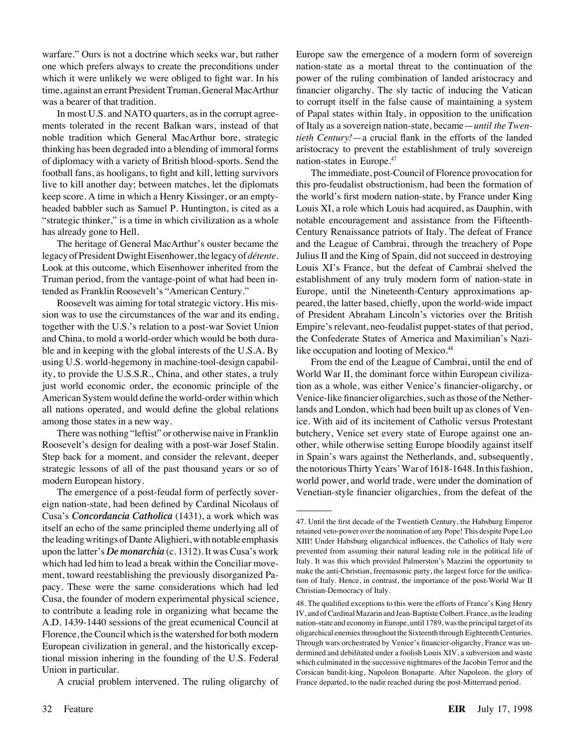warfare." Ours is not a doctrine which seeks war, but rather one which prefers always to create the preconditions under which it were unlikely we were obliged to fight war. In his time, against an errant President Truman, General MacArthur was a bearer of that tradition.

In most U.S. and NATO quarters, as in the corrupt agreements tolerated in the recent Balkan wars, instead of that noble tradition which General MacArthur bore, strategic thinking has been degraded into a blending of immoral forms of diplomacy with a variety of British blood-sports. Send the football fans, as hooligans, to fight and kill, letting survivors live to kill another day; between matches, let the diplomats keep score. A time in which a Henry Kissinger, or an empty-headed babbler such as Samuel P. Huntington, is cited as a "strategic thinker," is a time in which civilization as a whole has already gone to Hell.

The heritage of General MacArthur's ouster became the legacy of President Dwight Eisenhower, the legacy of *détente*. Look at this outcome, which Eisenhower inherited from the Truman period, from the vantage-point of what had been intended as Franklin Roosevelt's "American Century."

Roosevelt was aiming for total strategic victory. His mission was to use the circumstances of the war and its ending, together with the U.S.'s relation to a post-war Soviet Union and China, to mold a world-order which would be both durable and in keeping with the global interests of the U.S.A. By using U.S. world-hegemony in machine-tool-design capability, to provide the U.S.S.R., China, and other states, a truly just world economic order, the economic principle of the American System would define the world-order within which all nations operated, and would define the global relations among those states in a new way.

There was nothing "leftist" or otherwise naive in Franklin Roosevelt's design for dealing with a post-war Josef Stalin. Step back for a moment, and consider the relevant, deeper strategic lessons of all of the past thousand years or so of modern European history.

The emergence of a post-feudal form of perfectly sovereign nation-state, had been defined by Cardinal Nicolaus of Cusa's ***Concordancia Catholica*** (1431), a work which was itself an echo of the same principled theme underlying all of the leading writings of Dante Alighieri, with notable emphasis upon the latter's ***De monarchia*** (c. 1312). It was Cusa's work which had led him to lead a break within the Conciliar movement, toward reestablishing the previously disorganized Papacy. These were the same considerations which had led Cusa, the founder of modern experimental physical science, to contribute a leading role in organizing what became the A.D. 1439-1440 sessions of the great ecumenical Council at Florence, the Council which is the watershed for both modern European civilization in general, and the historically exceptional mission inhering in the founding of the U.S. Federal Union in particular.

A crucial problem intervened. The ruling oligarchy of Europe saw the emergence of a modern form of sovereign nation-state as a mortal threat to the continuation of the power of the ruling combination of landed aristocracy and financier oligarchy. The sly tactic of inducing the Vatican to corrupt itself in the false cause of maintaining a system of Papal states within Italy, in opposition to the unification of Italy as a sovereign nation-state, became—*until the Twentieth Century!*—a crucial flank in the efforts of the landed aristocracy to prevent the establishment of truly sovereign nation-states in Europe.[47]

The immediate, post-Council of Florence provocation for this pro-feudalist obstructionism, had been the formation of the world's first modern nation-state, by France under King Louis XI, a role which Louis had acquired, as Dauphin, with notable encouragement and assistance from the Fifteenth-Century Renaissance patriots of Italy. The defeat of France and the League of Cambrai, through the treachery of Pope Julius II and the King of Spain, did not succeed in destroying Louis XI's France, but the defeat of Cambrai shelved the establishment of any truly modern form of nation-state in Europe, until the Nineteenth-Century approximations appeared, the latter based, chiefly, upon the world-wide impact of President Abraham Lincoln's victories over the British Empire's relevant, neo-feudalist puppet-states of that period, the Confederate States of America and Maximilian's Nazi-like occupation and looting of Mexico.[48]

From the end of the League of Cambrai, until the end of World War II, the dominant force within European civilization as a whole, was either Venice's financier-oligarchy, or Venice-like financier oligarchies, such as those of the Netherlands and London, which had been built up as clones of Venice. With aid of its incitement of Catholic versus Protestant butchery, Venice set every state of Europe against one another, while otherwise setting Europe bloodily against itself in Spain's wars against the Netherlands, and, subsequently, the notorious Thirty Years' War of 1618-1648. In this fashion, world power, and world trade, were under the domination of Venetian-style financier oligarchies, from the defeat of the

---

47. Until the first decade of the Twentieth Century, the Habsburg Emperor retained veto-power over the nomination of any Pope! This despite Pope Leo XIII! Under Habsburg oligarchical influences, the Catholics of Italy were prevented from assuming their natural leading role in the political life of Italy. It was this which provided Palmerston's Mazzini the opportunity to make the anti-Christian, freemasonic party, the largest force for the unification of Italy. Hence, in contrast, the importance of the post-World War II Christian-Democracy of Italy.

48. The qualified exceptions to this were the efforts of France's King Henry IV, and of Cardinal Mazarin and Jean-Baptiste Colbert. France, as the leading nation-state and economy in Europe, until 1789, was the principal target of its oligarchical enemies throughout the Sixteenth through Eighteenth Centuries. Through wars orchestrated by Venice's financier-oligarchy, France was undermined and debilitated under a foolish Louis XIV, a subversion and waste which culminated in the successive nightmares of the Jacobin Terror and the Corsican bandit-king, Napoleon Bonaparte. After Napoleon, the glory of France departed, to the nadir reached during the post-Mitterrand period.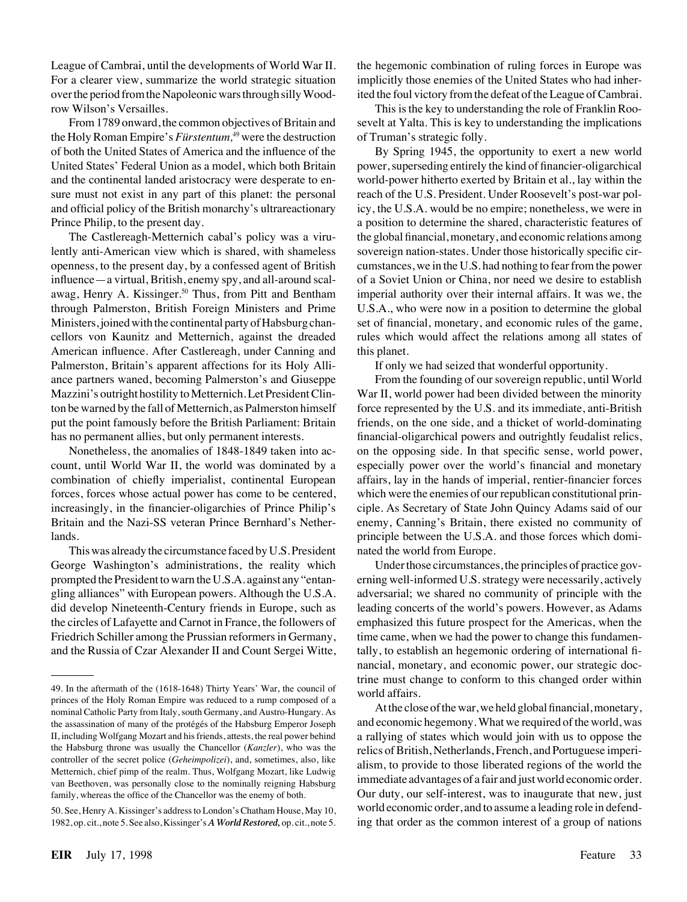League of Cambrai, until the developments of World War II. For a clearer view, summarize the world strategic situation over the period from the Napoleonic wars through silly Woodrow Wilson's Versailles.

From 1789 onward, the common objectives of Britain and the Holy Roman Empire's *Fürstentum*,[49] were the destruction of both the United States of America and the influence of the United States' Federal Union as a model, which both Britain and the continental landed aristocracy were desperate to ensure must not exist in any part of this planet: the personal and official policy of the British monarchy's ultrareactionary Prince Philip, to the present day.

The Castlereagh-Metternich cabal's policy was a virulently anti-American view which is shared, with shameless openness, to the present day, by a confessed agent of British influence—a virtual, British, enemy spy, and all-around scalawag, Henry A. Kissinger.[50] Thus, from Pitt and Bentham through Palmerston, British Foreign Ministers and Prime Ministers, joined with the continental party of Habsburg chancellors von Kaunitz and Metternich, against the dreaded American influence. After Castlereagh, under Canning and Palmerston, Britain's apparent affections for its Holy Alliance partners waned, becoming Palmerston's and Giuseppe Mazzini's outright hostility to Metternich. Let President Clinton be warned by the fall of Metternich, as Palmerston himself put the point famously before the British Parliament: Britain has no permanent allies, but only permanent interests.

Nonetheless, the anomalies of 1848-1849 taken into account, until World War II, the world was dominated by a combination of chiefly imperialist, continental European forces, forces whose actual power has come to be centered, increasingly, in the financier-oligarchies of Prince Philip's Britain and the Nazi-SS veteran Prince Bernhard's Netherlands.

This was already the circumstance faced by U.S. President George Washington's administrations, the reality which prompted the President to warn the U.S.A. against any "entangling alliances" with European powers. Although the U.S.A. did develop Nineteenth-Century friends in Europe, such as the circles of Lafayette and Carnot in France, the followers of Friedrich Schiller among the Prussian reformers in Germany, and the Russia of Czar Alexander II and Count Sergei Witte, the hegemonic combination of ruling forces in Europe was implicitly those enemies of the United States who had inherited the foul victory from the defeat of the League of Cambrai.

This is the key to understanding the role of Franklin Roosevelt at Yalta. This is key to understanding the implications of Truman's strategic folly.

By Spring 1945, the opportunity to exert a new world power, superseding entirely the kind of financier-oligarchical world-power hitherto exerted by Britain et al., lay within the reach of the U.S. President. Under Roosevelt's post-war policy, the U.S.A. would be no empire; nonetheless, we were in a position to determine the shared, characteristic features of the global financial, monetary, and economic relations among sovereign nation-states. Under those historically specific circumstances, we in the U.S. had nothing to fear from the power of a Soviet Union or China, nor need we desire to establish imperial authority over their internal affairs. It was we, the U.S.A., who were now in a position to determine the global set of financial, monetary, and economic rules of the game, rules which would affect the relations among all states of this planet.

If only we had seized that wonderful opportunity.

From the founding of our sovereign republic, until World War II, world power had been divided between the minority force represented by the U.S. and its immediate, anti-British friends, on the one side, and a thicket of world-dominating financial-oligarchical powers and outrightly feudalist relics, on the opposing side. In that specific sense, world power, especially power over the world's financial and monetary affairs, lay in the hands of imperial, rentier-financier forces which were the enemies of our republican constitutional principle. As Secretary of State John Quincy Adams said of our enemy, Canning's Britain, there existed no community of principle between the U.S.A. and those forces which dominated the world from Europe.

Under those circumstances, the principles of practice governing well-informed U.S. strategy were necessarily, actively adversarial; we shared no community of principle with the leading concerts of the world's powers. However, as Adams emphasized this future prospect for the Americas, when the time came, when we had the power to change this fundamentally, to establish an hegemonic ordering of international financial, monetary, and economic power, our strategic doctrine must change to conform to this changed order within world affairs.

At the close of the war, we held global financial, monetary, and economic hegemony. What we required of the world, was a rallying of states which would join with us to oppose the relics of British, Netherlands, French, and Portuguese imperialism, to provide to those liberated regions of the world the immediate advantages of a fair and just world economic order. Our duty, our self-interest, was to inaugurate that new, just world economic order, and to assume a leading role in defending that order as the common interest of a group of nations

---

49. In the aftermath of the (1618-1648) Thirty Years' War, the council of princes of the Holy Roman Empire was reduced to a rump composed of a nominal Catholic Party from Italy, south Germany, and Austro-Hungary. As the assassination of many of the protégés of the Habsburg Emperor Joseph II, including Wolfgang Mozart and his friends, attests, the real power behind the Habsburg throne was usually the Chancellor (*Kanzler*), who was the controller of the secret police (*Geheimpolizei*), and, sometimes, also, like Metternich, chief pimp of the realm. Thus, Wolfgang Mozart, like Ludwig van Beethoven, was personally close to the nominally reigning Habsburg family, whereas the office of the Chancellor was the enemy of both.

50. See, Henry A. Kissinger's address to London's Chatham House, May 10, 1982, op. cit., note 5. See also, Kissinger's ***A World Restored,*** op. cit., note 5.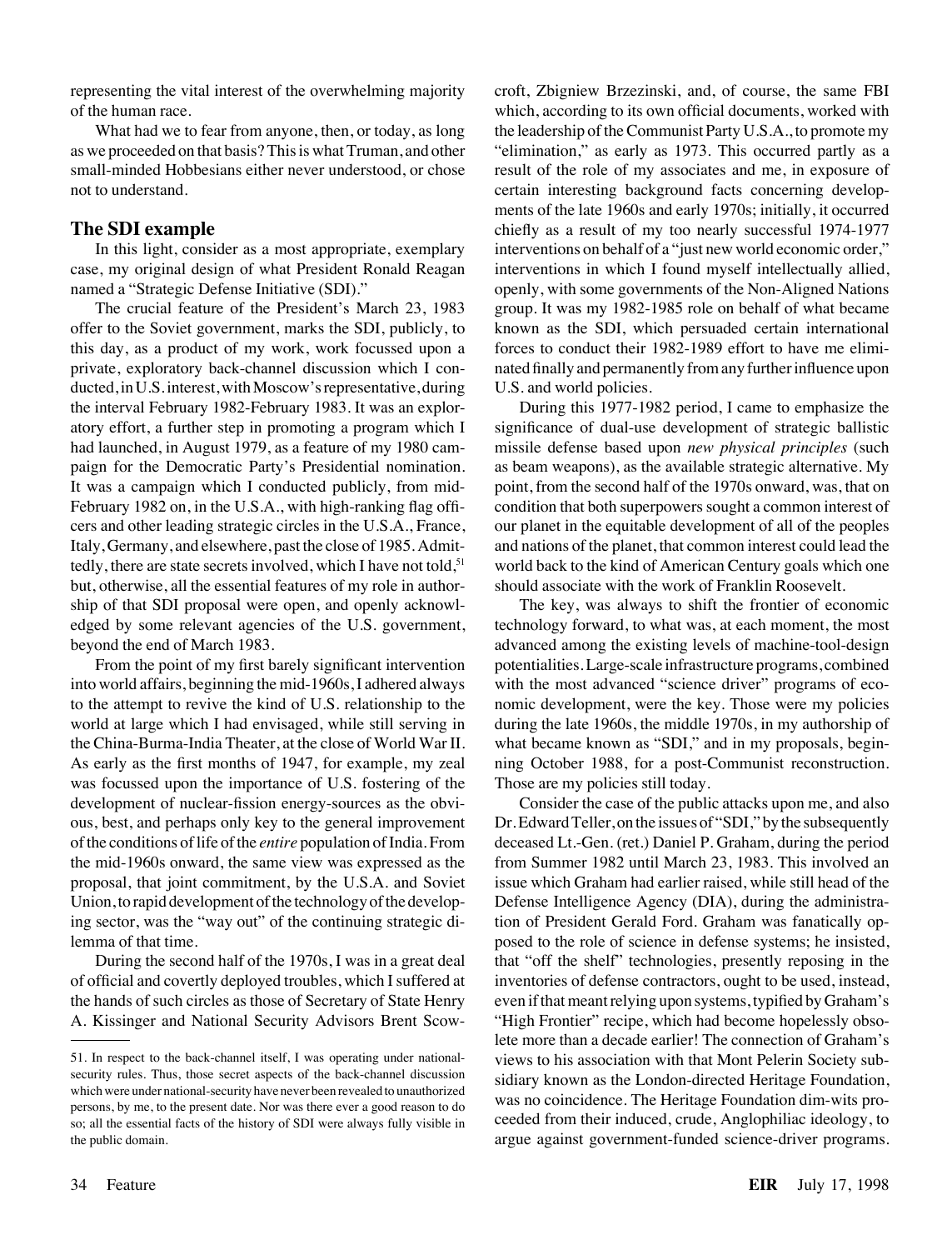representing the vital interest of the overwhelming majority of the human race.

What had we to fear from anyone, then, or today, as long as we proceeded on that basis? This is what Truman, and other small-minded Hobbesians either never understood, or chose not to understand.

## The SDI example

In this light, consider as a most appropriate, exemplary case, my original design of what President Ronald Reagan named a "Strategic Defense Initiative (SDI)."

The crucial feature of the President's March 23, 1983 offer to the Soviet government, marks the SDI, publicly, to this day, as a product of my work, work focussed upon a private, exploratory back-channel discussion which I conducted, in U.S. interest, with Moscow's representative, during the interval February 1982-February 1983. It was an exploratory effort, a further step in promoting a program which I had launched, in August 1979, as a feature of my 1980 campaign for the Democratic Party's Presidential nomination. It was a campaign which I conducted publicly, from mid-February 1982 on, in the U.S.A., with high-ranking flag officers and other leading strategic circles in the U.S.A., France, Italy, Germany, and elsewhere, past the close of 1985. Admittedly, there are state secrets involved, which I have not told,[51] but, otherwise, all the essential features of my role in authorship of that SDI proposal were open, and openly acknowledged by some relevant agencies of the U.S. government, beyond the end of March 1983.

From the point of my first barely significant intervention into world affairs, beginning the mid-1960s, I adhered always to the attempt to revive the kind of U.S. relationship to the world at large which I had envisaged, while still serving in the China-Burma-India Theater, at the close of World War II. As early as the first months of 1947, for example, my zeal was focussed upon the importance of U.S. fostering of the development of nuclear-fission energy-sources as the obvious, best, and perhaps only key to the general improvement of the conditions of life of the *entire* population of India. From the mid-1960s onward, the same view was expressed as the proposal, that joint commitment, by the U.S.A. and Soviet Union, to rapid development of the technology of the developing sector, was the "way out" of the continuing strategic dilemma of that time.

During the second half of the 1970s, I was in a great deal of official and covertly deployed troubles, which I suffered at the hands of such circles as those of Secretary of State Henry A. Kissinger and National Security Advisors Brent Scowcroft, Zbigniew Brzezinski, and, of course, the same FBI which, according to its own official documents, worked with the leadership of the Communist Party U.S.A., to promote my "elimination," as early as 1973. This occurred partly as a result of the role of my associates and me, in exposure of certain interesting background facts concerning developments of the late 1960s and early 1970s; initially, it occurred chiefly as a result of my too nearly successful 1974-1977 interventions on behalf of a "just new world economic order," interventions in which I found myself intellectually allied, openly, with some governments of the Non-Aligned Nations group. It was my 1982-1985 role on behalf of what became known as the SDI, which persuaded certain international forces to conduct their 1982-1989 effort to have me eliminated finally and permanently from any further influence upon U.S. and world policies.

During this 1977-1982 period, I came to emphasize the significance of dual-use development of strategic ballistic missile defense based upon *new physical principles* (such as beam weapons), as the available strategic alternative. My point, from the second half of the 1970s onward, was, that on condition that both superpowers sought a common interest of our planet in the equitable development of all of the peoples and nations of the planet, that common interest could lead the world back to the kind of American Century goals which one should associate with the work of Franklin Roosevelt.

The key, was always to shift the frontier of economic technology forward, to what was, at each moment, the most advanced among the existing levels of machine-tool-design potentialities. Large-scale infrastructure programs, combined with the most advanced "science driver" programs of economic development, were the key. Those were my policies during the late 1960s, the middle 1970s, in my authorship of what became known as "SDI," and in my proposals, beginning October 1988, for a post-Communist reconstruction. Those are my policies still today.

Consider the case of the public attacks upon me, and also Dr. Edward Teller, on the issues of "SDI," by the subsequently deceased Lt.-Gen. (ret.) Daniel P. Graham, during the period from Summer 1982 until March 23, 1983. This involved an issue which Graham had earlier raised, while still head of the Defense Intelligence Agency (DIA), during the administration of President Gerald Ford. Graham was fanatically opposed to the role of science in defense systems; he insisted, that "off the shelf" technologies, presently reposing in the inventories of defense contractors, ought to be used, instead, even if that meant relying upon systems, typified by Graham's "High Frontier" recipe, which had become hopelessly obsolete more than a decade earlier! The connection of Graham's views to his association with that Mont Pelerin Society subsidiary known as the London-directed Heritage Foundation, was no coincidence. The Heritage Foundation dim-wits proceeded from their induced, crude, Anglophiliac ideology, to argue against government-funded science-driver programs.

---

51. In respect to the back-channel itself, I was operating under national-security rules. Thus, those secret aspects of the back-channel discussion which were under national-security have never been revealed to unauthorized persons, by me, to the present date. Nor was there ever a good reason to do so; all the essential facts of the history of SDI were always fully visible in the public domain.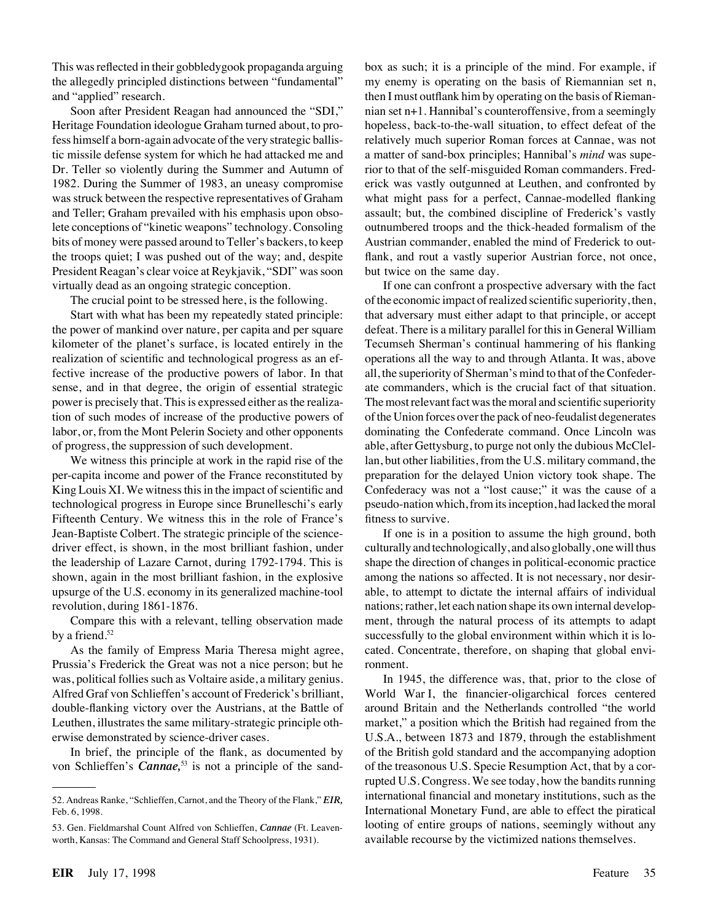This was reflected in their gobbledygook propaganda arguing the allegedly principled distinctions between "fundamental" and "applied" research.

Soon after President Reagan had announced the "SDI," Heritage Foundation ideologue Graham turned about, to profess himself a born-again advocate of the very strategic ballistic missile defense system for which he had attacked me and Dr. Teller so violently during the Summer and Autumn of 1982. During the Summer of 1983, an uneasy compromise was struck between the respective representatives of Graham and Teller; Graham prevailed with his emphasis upon obsolete conceptions of "kinetic weapons" technology. Consoling bits of money were passed around to Teller's backers, to keep the troops quiet; I was pushed out of the way; and, despite President Reagan's clear voice at Reykjavik, "SDI" was soon virtually dead as an ongoing strategic conception.

The crucial point to be stressed here, is the following.

Start with what has been my repeatedly stated principle: the power of mankind over nature, per capita and per square kilometer of the planet's surface, is located entirely in the realization of scientific and technological progress as an effective increase of the productive powers of labor. In that sense, and in that degree, the origin of essential strategic power is precisely that. This is expressed either as the realization of such modes of increase of the productive powers of labor, or, from the Mont Pelerin Society and other opponents of progress, the suppression of such development.

We witness this principle at work in the rapid rise of the per-capita income and power of the France reconstituted by King Louis XI. We witness this in the impact of scientific and technological progress in Europe since Brunelleschi's early Fifteenth Century. We witness this in the role of France's Jean-Baptiste Colbert. The strategic principle of the science-driver effect, is shown, in the most brilliant fashion, under the leadership of Lazare Carnot, during 1792-1794. This is shown, again in the most brilliant fashion, in the explosive upsurge of the U.S. economy in its generalized machine-tool revolution, during 1861-1876.

Compare this with a relevant, telling observation made by a friend.[52]

As the family of Empress Maria Theresa might agree, Prussia's Frederick the Great was not a nice person; but he was, political follies such as Voltaire aside, a military genius. Alfred Graf von Schlieffen's account of Frederick's brilliant, double-flanking victory over the Austrians, at the Battle of Leuthen, illustrates the same military-strategic principle otherwise demonstrated by science-driver cases.

In brief, the principle of the flank, as documented by von Schlieffen's ***Cannae,***[53] is not a principle of the sand-box as such; it is a principle of the mind. For example, if my enemy is operating on the basis of Riemannian set n, then I must outflank him by operating on the basis of Riemannian set n+1. Hannibal's counteroffensive, from a seemingly hopeless, back-to-the-wall situation, to effect defeat of the relatively much superior Roman forces at Cannae, was not a matter of sand-box principles; Hannibal's *mind* was superior to that of the self-misguided Roman commanders. Frederick was vastly outgunned at Leuthen, and confronted by what might pass for a perfect, Cannae-modelled flanking assault; but, the combined discipline of Frederick's vastly outnumbered troops and the thick-headed formalism of the Austrian commander, enabled the mind of Frederick to outflank, and rout a vastly superior Austrian force, not once, but twice on the same day.

If one can confront a prospective adversary with the fact of the economic impact of realized scientific superiority, then, that adversary must either adapt to that principle, or accept defeat. There is a military parallel for this in General William Tecumseh Sherman's continual hammering of his flanking operations all the way to and through Atlanta. It was, above all, the superiority of Sherman's mind to that of the Confederate commanders, which is the crucial fact of that situation. The most relevant fact was the moral and scientific superiority of the Union forces over the pack of neo-feudalist degenerates dominating the Confederate command. Once Lincoln was able, after Gettysburg, to purge not only the dubious McClellan, but other liabilities, from the U.S. military command, the preparation for the delayed Union victory took shape. The Confederacy was not a "lost cause;" it was the cause of a pseudo-nation which, from its inception, had lacked the moral fitness to survive.

If one is in a position to assume the high ground, both culturally and technologically, and also globally, one will thus shape the direction of changes in political-economic practice among the nations so affected. It is not necessary, nor desirable, to attempt to dictate the internal affairs of individual nations; rather, let each nation shape its own internal development, through the natural process of its attempts to adapt successfully to the global environment within which it is located. Concentrate, therefore, on shaping that global environment.

In 1945, the difference was, that, prior to the close of World War I, the financier-oligarchical forces centered around Britain and the Netherlands controlled "the world market," a position which the British had regained from the U.S.A., between 1873 and 1879, through the establishment of the British gold standard and the accompanying adoption of the treasonous U.S. Specie Resumption Act, that by a corrupted U.S. Congress. We see today, how the bandits running international financial and monetary institutions, such as the International Monetary Fund, are able to effect the piratical looting of entire groups of nations, seemingly without any available recourse by the victimized nations themselves.

---

52. Andreas Ranke, "Schlieffen, Carnot, and the Theory of the Flank," ***EIR,*** Feb. 6, 1998.

53. Gen. Fieldmarshal Count Alfred von Schlieffen, ***Cannae*** (Ft. Leavenworth, Kansas: The Command and General Staff Schoolpress, 1931).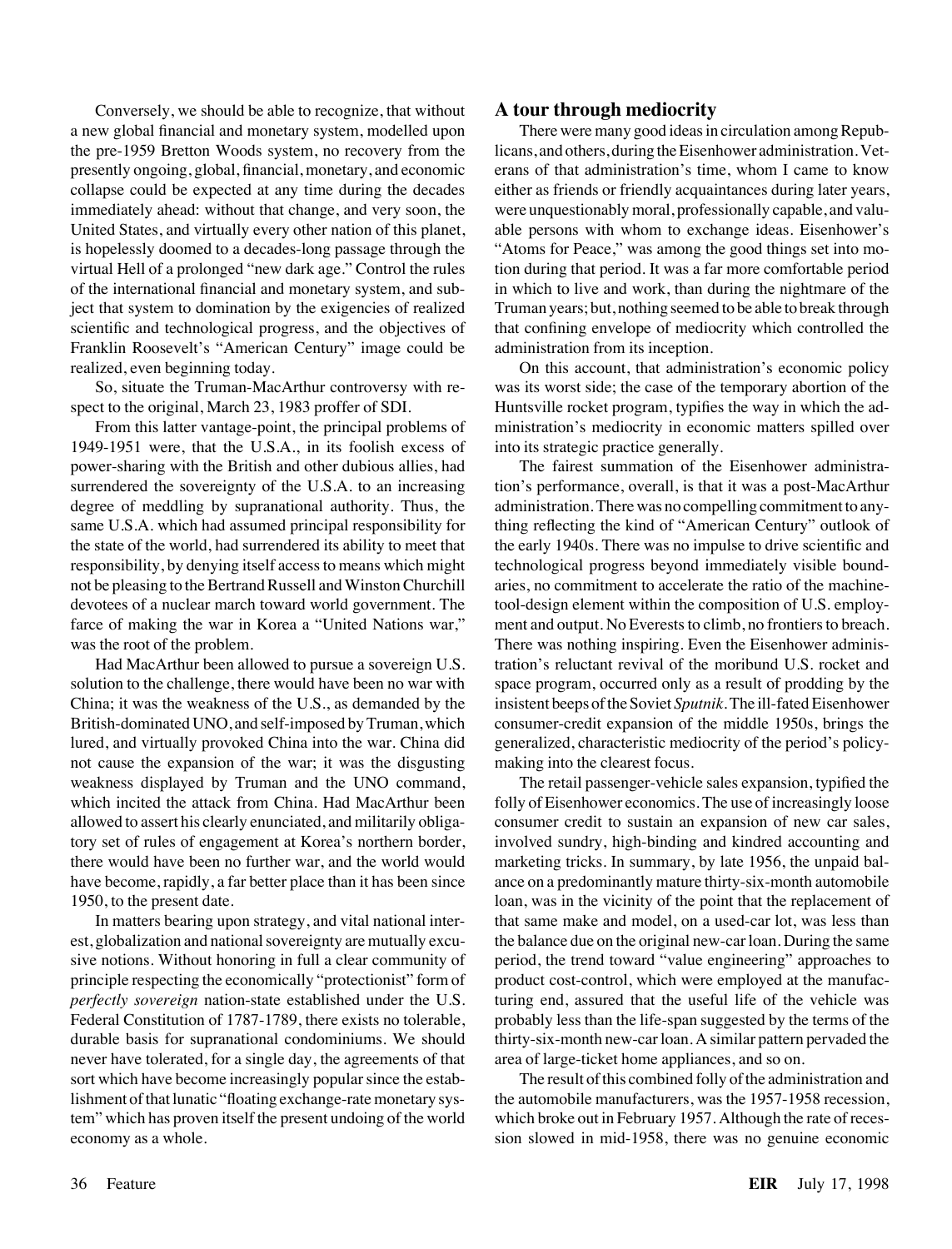Conversely, we should be able to recognize, that without a new global financial and monetary system, modelled upon the pre-1959 Bretton Woods system, no recovery from the presently ongoing, global, financial, monetary, and economic collapse could be expected at any time during the decades immediately ahead: without that change, and very soon, the United States, and virtually every other nation of this planet, is hopelessly doomed to a decades-long passage through the virtual Hell of a prolonged "new dark age." Control the rules of the international financial and monetary system, and subject that system to domination by the exigencies of realized scientific and technological progress, and the objectives of Franklin Roosevelt's "American Century" image could be realized, even beginning today.

So, situate the Truman-MacArthur controversy with respect to the original, March 23, 1983 proffer of SDI.

From this latter vantage-point, the principal problems of 1949-1951 were, that the U.S.A., in its foolish excess of power-sharing with the British and other dubious allies, had surrendered the sovereignty of the U.S.A. to an increasing degree of meddling by supranational authority. Thus, the same U.S.A. which had assumed principal responsibility for the state of the world, had surrendered its ability to meet that responsibility, by denying itself access to means which might not be pleasing to the Bertrand Russell and Winston Churchill devotees of a nuclear march toward world government. The farce of making the war in Korea a "United Nations war," was the root of the problem.

Had MacArthur been allowed to pursue a sovereign U.S. solution to the challenge, there would have been no war with China; it was the weakness of the U.S., as demanded by the British-dominated UNO, and self-imposed by Truman, which lured, and virtually provoked China into the war. China did not cause the expansion of the war; it was the disgusting weakness displayed by Truman and the UNO command, which incited the attack from China. Had MacArthur been allowed to assert his clearly enunciated, and militarily obligatory set of rules of engagement at Korea's northern border, there would have been no further war, and the world would have become, rapidly, a far better place than it has been since 1950, to the present date.

In matters bearing upon strategy, and vital national interest, globalization and national sovereignty are mutually exclusive notions. Without honoring in full a clear community of principle respecting the economically "protectionist" form of *perfectly sovereign* nation-state established under the U.S. Federal Constitution of 1787-1789, there exists no tolerable, durable basis for supranational condominiums. We should never have tolerated, for a single day, the agreements of that sort which have become increasingly popular since the establishment of that lunatic "floating exchange-rate monetary system" which has proven itself the present undoing of the world economy as a whole.

## A tour through mediocrity

There were many good ideas in circulation among Republicans, and others, during the Eisenhower administration. Veterans of that administration's time, whom I came to know either as friends or friendly acquaintances during later years, were unquestionably moral, professionally capable, and valuable persons with whom to exchange ideas. Eisenhower's "Atoms for Peace," was among the good things set into motion during that period. It was a far more comfortable period in which to live and work, than during the nightmare of the Truman years; but, nothing seemed to be able to break through that confining envelope of mediocrity which controlled the administration from its inception.

On this account, that administration's economic policy was its worst side; the case of the temporary abortion of the Huntsville rocket program, typifies the way in which the administration's mediocrity in economic matters spilled over into its strategic practice generally.

The fairest summation of the Eisenhower administration's performance, overall, is that it was a post-MacArthur administration. There was no compelling commitment to anything reflecting the kind of "American Century" outlook of the early 1940s. There was no impulse to drive scientific and technological progress beyond immediately visible boundaries, no commitment to accelerate the ratio of the machine-tool-design element within the composition of U.S. employment and output. No Everests to climb, no frontiers to breach. There was nothing inspiring. Even the Eisenhower administration's reluctant revival of the moribund U.S. rocket and space program, occurred only as a result of prodding by the insistent beeps of the Soviet *Sputnik*. The ill-fated Eisenhower consumer-credit expansion of the middle 1950s, brings the generalized, characteristic mediocrity of the period's policy-making into the clearest focus.

The retail passenger-vehicle sales expansion, typified the folly of Eisenhower economics. The use of increasingly loose consumer credit to sustain an expansion of new car sales, involved sundry, high-binding and kindred accounting and marketing tricks. In summary, by late 1956, the unpaid balance on a predominantly mature thirty-six-month automobile loan, was in the vicinity of the point that the replacement of that same make and model, on a used-car lot, was less than the balance due on the original new-car loan. During the same period, the trend toward "value engineering" approaches to product cost-control, which were employed at the manufacturing end, assured that the useful life of the vehicle was probably less than the life-span suggested by the terms of the thirty-six-month new-car loan. A similar pattern pervaded the area of large-ticket home appliances, and so on.

The result of this combined folly of the administration and the automobile manufacturers, was the 1957-1958 recession, which broke out in February 1957. Although the rate of recession slowed in mid-1958, there was no genuine economic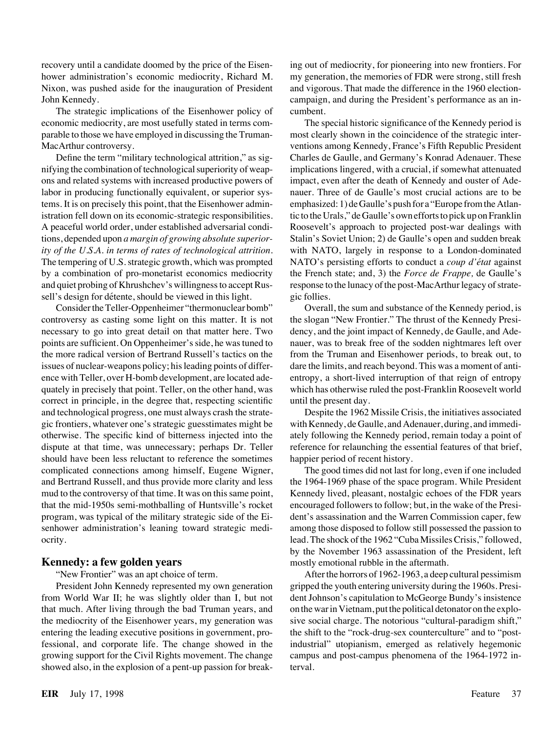recovery until a candidate doomed by the price of the Eisenhower administration's economic mediocrity, Richard M. Nixon, was pushed aside for the inauguration of President John Kennedy.

The strategic implications of the Eisenhower policy of economic mediocrity, are most usefully stated in terms comparable to those we have employed in discussing the Truman-MacArthur controversy.

Define the term "military technological attrition," as signifying the combination of technological superiority of weapons and related systems with increased productive powers of labor in producing functionally equivalent, or superior systems. It is on precisely this point, that the Eisenhower administration fell down on its economic-strategic responsibilities. A peaceful world order, under established adversarial conditions, depended upon *a margin of growing absolute superiority of the U.S.A. in terms of rates of technological attrition.* The tempering of U.S. strategic growth, which was prompted by a combination of pro-monetarist economics mediocrity and quiet probing of Khrushchev's willingness to accept Russell's design for détente, should be viewed in this light.

Consider the Teller-Oppenheimer "thermonuclear bomb" controversy as casting some light on this matter. It is not necessary to go into great detail on that matter here. Two points are sufficient. On Oppenheimer's side, he was tuned to the more radical version of Bertrand Russell's tactics on the issues of nuclear-weapons policy; his leading points of difference with Teller, over H-bomb development, are located adequately in precisely that point. Teller, on the other hand, was correct in principle, in the degree that, respecting scientific and technological progress, one must always crash the strategic frontiers, whatever one's strategic guesstimates might be otherwise. The specific kind of bitterness injected into the dispute at that time, was unnecessary; perhaps Dr. Teller should have been less reluctant to reference the sometimes complicated connections among himself, Eugene Wigner, and Bertrand Russell, and thus provide more clarity and less mud to the controversy of that time. It was on this same point, that the mid-1950s semi-mothballing of Huntsville's rocket program, was typical of the military strategic side of the Eisenhower administration's leaning toward strategic mediocrity.

## Kennedy: a few golden years

"New Frontier" was an apt choice of term.

President John Kennedy represented my own generation from World War II; he was slightly older than I, but not that much. After living through the bad Truman years, and the mediocrity of the Eisenhower years, my generation was entering the leading executive positions in government, professional, and corporate life. The change showed in the growing support for the Civil Rights movement. The change showed also, in the explosion of a pent-up passion for breaking out of mediocrity, for pioneering into new frontiers. For my generation, the memories of FDR were strong, still fresh and vigorous. That made the difference in the 1960 election-campaign, and during the President's performance as an incumbent.

The special historic significance of the Kennedy period is most clearly shown in the coincidence of the strategic interventions among Kennedy, France's Fifth Republic President Charles de Gaulle, and Germany's Konrad Adenauer. These implications lingered, with a crucial, if somewhat attenuated impact, even after the death of Kennedy and ouster of Adenauer. Three of de Gaulle's most crucial actions are to be emphasized: 1) de Gaulle's push for a "Europe from the Atlantic to the Urals," de Gaulle's own efforts to pick up on Franklin Roosevelt's approach to projected post-war dealings with Stalin's Soviet Union; 2) de Gaulle's open and sudden break with NATO, largely in response to a London-dominated NATO's persisting efforts to conduct a *coup d'état* against the French state; and, 3) the *Force de Frappe,* de Gaulle's response to the lunacy of the post-MacArthur legacy of strategic follies.

Overall, the sum and substance of the Kennedy period, is the slogan "New Frontier." The thrust of the Kennedy Presidency, and the joint impact of Kennedy, de Gaulle, and Adenauer, was to break free of the sodden nightmares left over from the Truman and Eisenhower periods, to break out, to dare the limits, and reach beyond. This was a moment of anti-entropy, a short-lived interruption of that reign of entropy which has otherwise ruled the post-Franklin Roosevelt world until the present day.

Despite the 1962 Missile Crisis, the initiatives associated with Kennedy, de Gaulle, and Adenauer, during, and immediately following the Kennedy period, remain today a point of reference for relaunching the essential features of that brief, happier period of recent history.

The good times did not last for long, even if one included the 1964-1969 phase of the space program. While President Kennedy lived, pleasant, nostalgic echoes of the FDR years encouraged followers to follow; but, in the wake of the President's assassination and the Warren Commission caper, few among those disposed to follow still possessed the passion to lead. The shock of the 1962 "Cuba Missiles Crisis," followed, by the November 1963 assassination of the President, left mostly emotional rubble in the aftermath.

After the horrors of 1962-1963, a deep cultural pessimism gripped the youth entering university during the 1960s. President Johnson's capitulation to McGeorge Bundy's insistence on the war in Vietnam, put the political detonator on the explosive social charge. The notorious "cultural-paradigm shift," the shift to the "rock-drug-sex counterculture" and to "post-industrial" utopianism, emerged as relatively hegemonic campus and post-campus phenomena of the 1964-1972 interval.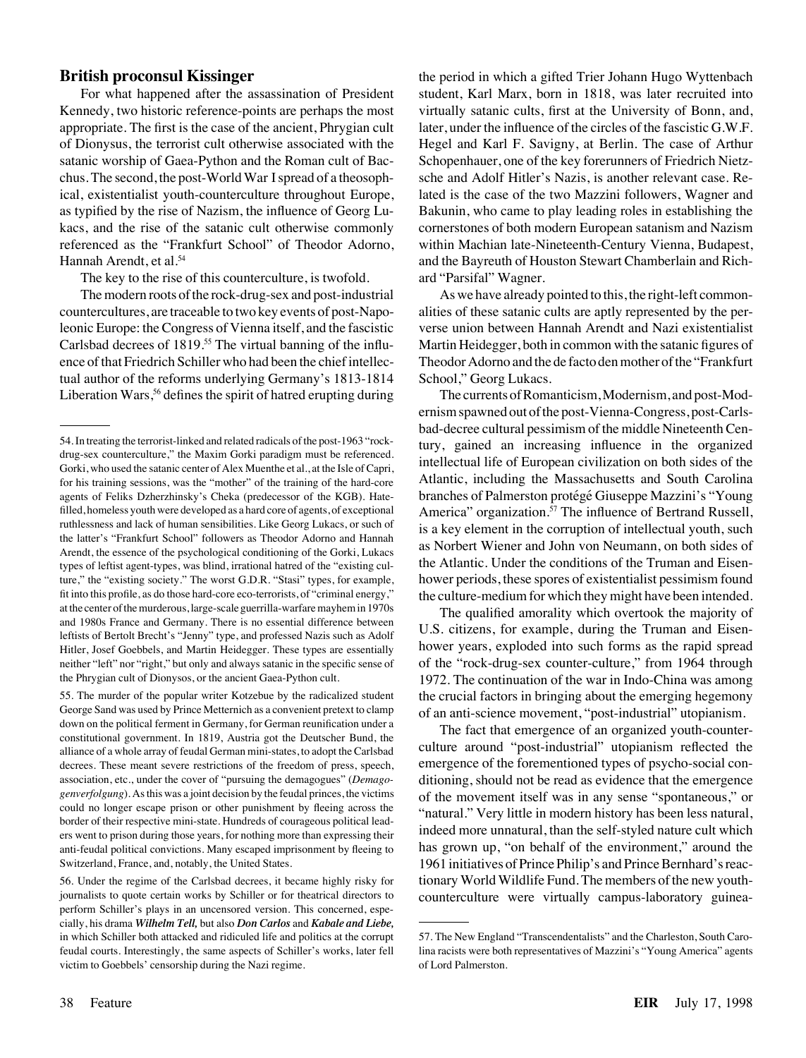## British proconsul Kissinger

For what happened after the assassination of President Kennedy, two historic reference-points are perhaps the most appropriate. The first is the case of the ancient, Phrygian cult of Dionysus, the terrorist cult otherwise associated with the satanic worship of Gaea-Python and the Roman cult of Bacchus. The second, the post-World War I spread of a theosophical, existentialist youth-counterculture throughout Europe, as typified by the rise of Nazism, the influence of Georg Lukacs, and the rise of the satanic cult otherwise commonly referenced as the "Frankfurt School" of Theodor Adorno, Hannah Arendt, et al.[54]

The key to the rise of this counterculture, is twofold.

The modern roots of the rock-drug-sex and post-industrial countercultures, are traceable to two key events of post-Napoleonic Europe: the Congress of Vienna itself, and the fascistic Carlsbad decrees of 1819.[55] The virtual banning of the influence of that Friedrich Schiller who had been the chief intellectual author of the reforms underlying Germany's 1813-1814 Liberation Wars,[56] defines the spirit of hatred erupting during the period in which a gifted Trier Johann Hugo Wyttenbach student, Karl Marx, born in 1818, was later recruited into virtually satanic cults, first at the University of Bonn, and, later, under the influence of the circles of the fascistic G.W.F. Hegel and Karl F. Savigny, at Berlin. The case of Arthur Schopenhauer, one of the key forerunners of Friedrich Nietzsche and Adolf Hitler's Nazis, is another relevant case. Related is the case of the two Mazzini followers, Wagner and Bakunin, who came to play leading roles in establishing the cornerstones of both modern European satanism and Nazism within Machian late-Nineteenth-Century Vienna, Budapest, and the Bayreuth of Houston Stewart Chamberlain and Richard "Parsifal" Wagner.

As we have already pointed to this, the right-left commonalities of these satanic cults are aptly represented by the perverse union between Hannah Arendt and Nazi existentialist Martin Heidegger, both in common with the satanic figures of Theodor Adorno and the de facto den mother of the "Frankfurt School," Georg Lukacs.

The currents of Romanticism, Modernism, and post-Modernism spawned out of the post-Vienna-Congress, post-Carlsbad-decree cultural pessimism of the middle Nineteenth Century, gained an increasing influence in the organized intellectual life of European civilization on both sides of the Atlantic, including the Massachusetts and South Carolina branches of Palmerston protégé Giuseppe Mazzini's "Young America" organization.[57] The influence of Bertrand Russell, is a key element in the corruption of intellectual youth, such as Norbert Wiener and John von Neumann, on both sides of the Atlantic. Under the conditions of the Truman and Eisenhower periods, these spores of existentialist pessimism found the culture-medium for which they might have been intended.

The qualified amorality which overtook the majority of U.S. citizens, for example, during the Truman and Eisenhower years, exploded into such forms as the rapid spread of the "rock-drug-sex counter-culture," from 1964 through 1972. The continuation of the war in Indo-China was among the crucial factors in bringing about the emerging hegemony of an anti-science movement, "post-industrial" utopianism.

The fact that emergence of an organized youth-counterculture around "post-industrial" utopianism reflected the emergence of the forementioned types of psycho-social conditioning, should not be read as evidence that the emergence of the movement itself was in any sense "spontaneous," or "natural." Very little in modern history has been less natural, indeed more unnatural, than the self-styled nature cult which has grown up, "on behalf of the environment," around the 1961 initiatives of Prince Philip's and Prince Bernhard's reactionary World Wildlife Fund. The members of the new youth-counterculture were virtually campus-laboratory guinea-

---

54. In treating the terrorist-linked and related radicals of the post-1963 "rock-drug-sex counterculture," the Maxim Gorki paradigm must be referenced. Gorki, who used the satanic center of Alex Muenthe et al., at the Isle of Capri, for his training sessions, was the "mother" of the training of the hard-core agents of Feliks Dzherzhinsky's Cheka (predecessor of the KGB). Hate-filled, homeless youth were developed as a hard core of agents, of exceptional ruthlessness and lack of human sensibilities. Like Georg Lukacs, or such of the latter's "Frankfurt School" followers as Theodor Adorno and Hannah Arendt, the essence of the psychological conditioning of the Gorki, Lukacs types of leftist agent-types, was blind, irrational hatred of the "existing culture," the "existing society." The worst G.D.R. "Stasi" types, for example, fit into this profile, as do those hard-core eco-terrorists, of "criminal energy," at the center of the murderous, large-scale guerrilla-warfare mayhem in 1970s and 1980s France and Germany. There is no essential difference between leftists of Bertolt Brecht's "Jenny" type, and professed Nazis such as Adolf Hitler, Josef Goebbels, and Martin Heidegger. These types are essentially neither "left" nor "right," but only and always satanic in the specific sense of the Phrygian cult of Dionysos, or the ancient Gaea-Python cult.

55. The murder of the popular writer Kotzebue by the radicalized student George Sand was used by Prince Metternich as a convenient pretext to clamp down on the political ferment in Germany, for German reunification under a constitutional government. In 1819, Austria got the Deutscher Bund, the alliance of a whole array of feudal German mini-states, to adopt the Carlsbad decrees. These meant severe restrictions of the freedom of press, speech, association, etc., under the cover of "pursuing the demagogues" (*Demagogenverfolgung*). As this was a joint decision by the feudal princes, the victims could no longer escape prison or other punishment by fleeing across the border of their respective mini-state. Hundreds of courageous political leaders went to prison during those years, for nothing more than expressing their anti-feudal political convictions. Many escaped imprisonment by fleeing to Switzerland, France, and, notably, the United States.

56. Under the regime of the Carlsbad decrees, it became highly risky for journalists to quote certain works by Schiller or for theatrical directors to perform Schiller's plays in an uncensored version. This concerned, especially, his drama ***Wilhelm Tell,*** but also ***Don Carlos*** and ***Kabale und Liebe,*** in which Schiller both attacked and ridiculed life and politics at the corrupt feudal courts. Interestingly, the same aspects of Schiller's works, later fell victim to Goebbels' censorship during the Nazi regime.

57. The New England "Transcendentalists" and the Charleston, South Carolina racists were both representatives of Mazzini's "Young America" agents of Lord Palmerston.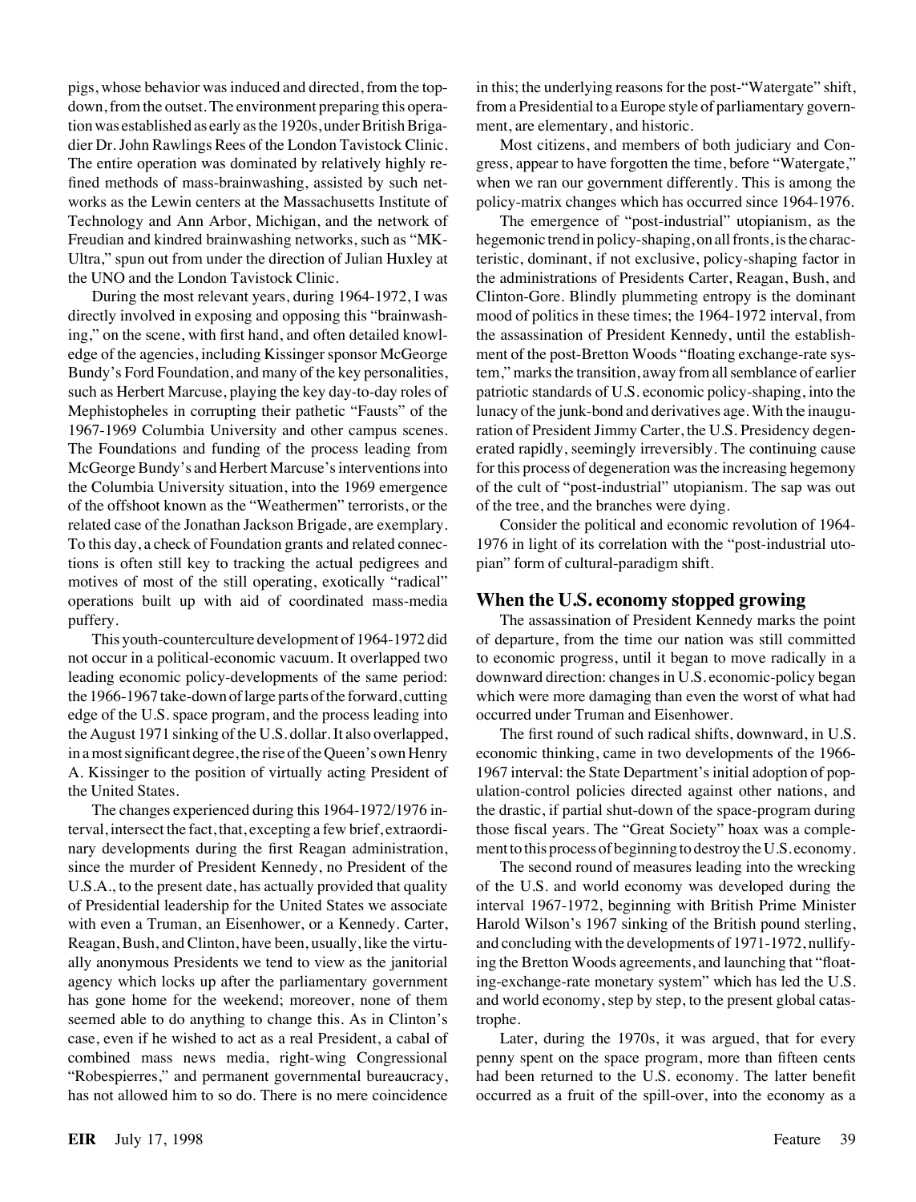pigs, whose behavior was induced and directed, from the top-down, from the outset. The environment preparing this operation was established as early as the 1920s, under British Brigadier Dr. John Rawlings Rees of the London Tavistock Clinic. The entire operation was dominated by relatively highly refined methods of mass-brainwashing, assisted by such networks as the Lewin centers at the Massachusetts Institute of Technology and Ann Arbor, Michigan, and the network of Freudian and kindred brainwashing networks, such as "MK-Ultra," spun out from under the direction of Julian Huxley at the UNO and the London Tavistock Clinic.

During the most relevant years, during 1964-1972, I was directly involved in exposing and opposing this "brainwashing," on the scene, with first hand, and often detailed knowledge of the agencies, including Kissinger sponsor McGeorge Bundy's Ford Foundation, and many of the key personalities, such as Herbert Marcuse, playing the key day-to-day roles of Mephistopheles in corrupting their pathetic "Fausts" of the 1967-1969 Columbia University and other campus scenes. The Foundations and funding of the process leading from McGeorge Bundy's and Herbert Marcuse's interventions into the Columbia University situation, into the 1969 emergence of the offshoot known as the "Weathermen" terrorists, or the related case of the Jonathan Jackson Brigade, are exemplary. To this day, a check of Foundation grants and related connections is often still key to tracking the actual pedigrees and motives of most of the still operating, exotically "radical" operations built up with aid of coordinated mass-media puffery.

This youth-counterculture development of 1964-1972 did not occur in a political-economic vacuum. It overlapped two leading economic policy-developments of the same period: the 1966-1967 take-down of large parts of the forward, cutting edge of the U.S. space program, and the process leading into the August 1971 sinking of the U.S. dollar. It also overlapped, in a most significant degree, the rise of the Queen's own Henry A. Kissinger to the position of virtually acting President of the United States.

The changes experienced during this 1964-1972/1976 interval, intersect the fact, that, excepting a few brief, extraordinary developments during the first Reagan administration, since the murder of President Kennedy, no President of the U.S.A., to the present date, has actually provided that quality of Presidential leadership for the United States we associate with even a Truman, an Eisenhower, or a Kennedy. Carter, Reagan, Bush, and Clinton, have been, usually, like the virtually anonymous Presidents we tend to view as the janitorial agency which locks up after the parliamentary government has gone home for the weekend; moreover, none of them seemed able to do anything to change this. As in Clinton's case, even if he wished to act as a real President, a cabal of combined mass news media, right-wing Congressional "Robespierres," and permanent governmental bureaucracy, has not allowed him to so do. There is no mere coincidence in this; the underlying reasons for the post-"Watergate" shift, from a Presidential to a Europe style of parliamentary government, are elementary, and historic.

Most citizens, and members of both judiciary and Congress, appear to have forgotten the time, before "Watergate," when we ran our government differently. This is among the policy-matrix changes which has occurred since 1964-1976.

The emergence of "post-industrial" utopianism, as the hegemonic trend in policy-shaping, on all fronts, is the characteristic, dominant, if not exclusive, policy-shaping factor in the administrations of Presidents Carter, Reagan, Bush, and Clinton-Gore. Blindly plummeting entropy is the dominant mood of politics in these times; the 1964-1972 interval, from the assassination of President Kennedy, until the establishment of the post-Bretton Woods "floating exchange-rate system," marks the transition, away from all semblance of earlier patriotic standards of U.S. economic policy-shaping, into the lunacy of the junk-bond and derivatives age. With the inauguration of President Jimmy Carter, the U.S. Presidency degenerated rapidly, seemingly irreversibly. The continuing cause for this process of degeneration was the increasing hegemony of the cult of "post-industrial" utopianism. The sap was out of the tree, and the branches were dying.

Consider the political and economic revolution of 1964-1976 in light of its correlation with the "post-industrial utopian" form of cultural-paradigm shift.

## When the U.S. economy stopped growing

The assassination of President Kennedy marks the point of departure, from the time our nation was still committed to economic progress, until it began to move radically in a downward direction: changes in U.S. economic-policy began which were more damaging than even the worst of what had occurred under Truman and Eisenhower.

The first round of such radical shifts, downward, in U.S. economic thinking, came in two developments of the 1966-1967 interval: the State Department's initial adoption of population-control policies directed against other nations, and the drastic, if partial shut-down of the space-program during those fiscal years. The "Great Society" hoax was a complement to this process of beginning to destroy the U.S. economy.

The second round of measures leading into the wrecking of the U.S. and world economy was developed during the interval 1967-1972, beginning with British Prime Minister Harold Wilson's 1967 sinking of the British pound sterling, and concluding with the developments of 1971-1972, nullifying the Bretton Woods agreements, and launching that "floating-exchange-rate monetary system" which has led the U.S. and world economy, step by step, to the present global catastrophe.

Later, during the 1970s, it was argued, that for every penny spent on the space program, more than fifteen cents had been returned to the U.S. economy. The latter benefit occurred as a fruit of the spill-over, into the economy as a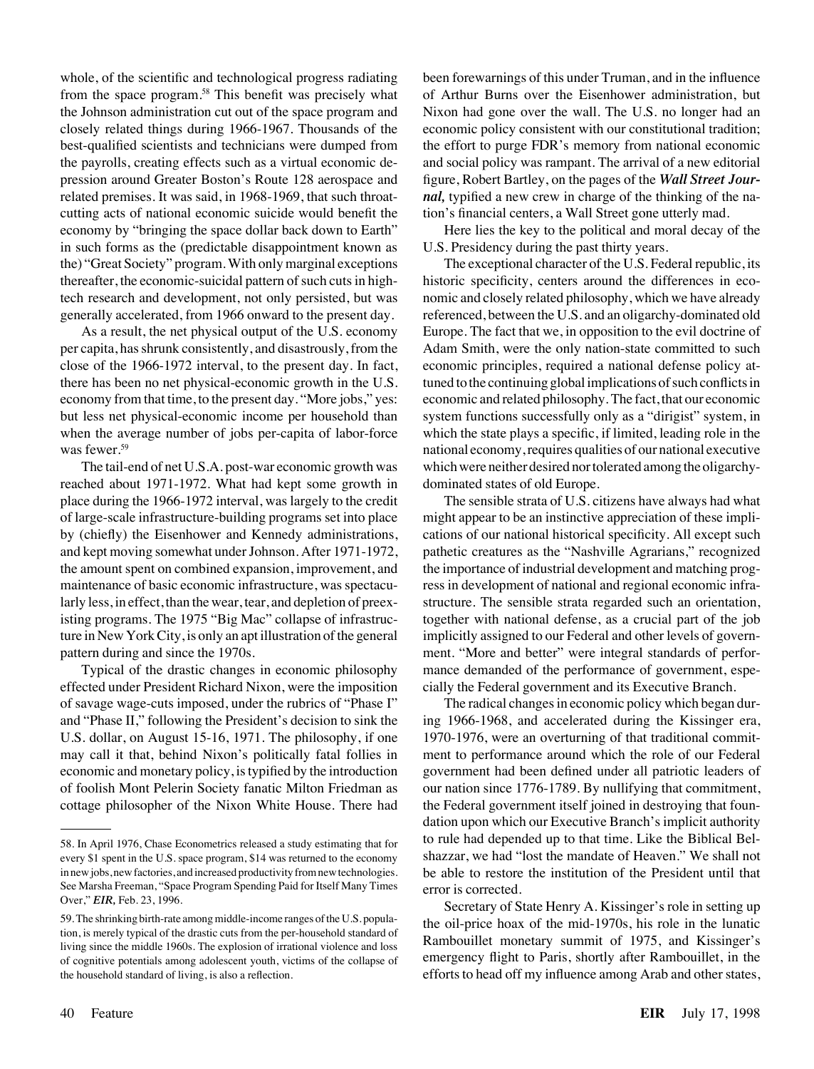whole, of the scientific and technological progress radiating from the space program.[58] This benefit was precisely what the Johnson administration cut out of the space program and closely related things during 1966-1967. Thousands of the best-qualified scientists and technicians were dumped from the payrolls, creating effects such as a virtual economic depression around Greater Boston's Route 128 aerospace and related premises. It was said, in 1968-1969, that such throat-cutting acts of national economic suicide would benefit the economy by "bringing the space dollar back down to Earth" in such forms as the (predictable disappointment known as the) "Great Society" program. With only marginal exceptions thereafter, the economic-suicidal pattern of such cuts in high-tech research and development, not only persisted, but was generally accelerated, from 1966 onward to the present day.

As a result, the net physical output of the U.S. economy per capita, has shrunk consistently, and disastrously, from the close of the 1966-1972 interval, to the present day. In fact, there has been no net physical-economic growth in the U.S. economy from that time, to the present day. "More jobs," yes: but less net physical-economic income per household than when the average number of jobs per-capita of labor-force was fewer.[59]

The tail-end of net U.S.A. post-war economic growth was reached about 1971-1972. What had kept some growth in place during the 1966-1972 interval, was largely to the credit of large-scale infrastructure-building programs set into place by (chiefly) the Eisenhower and Kennedy administrations, and kept moving somewhat under Johnson. After 1971-1972, the amount spent on combined expansion, improvement, and maintenance of basic economic infrastructure, was spectacularly less, in effect, than the wear, tear, and depletion of preexisting programs. The 1975 "Big Mac" collapse of infrastructure in New York City, is only an apt illustration of the general pattern during and since the 1970s.

Typical of the drastic changes in economic philosophy effected under President Richard Nixon, were the imposition of savage wage-cuts imposed, under the rubrics of "Phase I" and "Phase II," following the President's decision to sink the U.S. dollar, on August 15-16, 1971. The philosophy, if one may call it that, behind Nixon's politically fatal follies in economic and monetary policy, is typified by the introduction of foolish Mont Pelerin Society fanatic Milton Friedman as cottage philosopher of the Nixon White House. There had been forewarnings of this under Truman, and in the influence of Arthur Burns over the Eisenhower administration, but Nixon had gone over the wall. The U.S. no longer had an economic policy consistent with our constitutional tradition; the effort to purge FDR's memory from national economic and social policy was rampant. The arrival of a new editorial figure, Robert Bartley, on the pages of the ***Wall Street Journal,*** typified a new crew in charge of the thinking of the nation's financial centers, a Wall Street gone utterly mad.

Here lies the key to the political and moral decay of the U.S. Presidency during the past thirty years.

The exceptional character of the U.S. Federal republic, its historic specificity, centers around the differences in economic and closely related philosophy, which we have already referenced, between the U.S. and an oligarchy-dominated old Europe. The fact that we, in opposition to the evil doctrine of Adam Smith, were the only nation-state committed to such economic principles, required a national defense policy attuned to the continuing global implications of such conflicts in economic and related philosophy. The fact, that our economic system functions successfully only as a "dirigist" system, in which the state plays a specific, if limited, leading role in the national economy, requires qualities of our national executive which were neither desired nor tolerated among the oligarchy-dominated states of old Europe.

The sensible strata of U.S. citizens have always had what might appear to be an instinctive appreciation of these implications of our national historical specificity. All except such pathetic creatures as the "Nashville Agrarians," recognized the importance of industrial development and matching progress in development of national and regional economic infrastructure. The sensible strata regarded such an orientation, together with national defense, as a crucial part of the job implicitly assigned to our Federal and other levels of government. "More and better" were integral standards of performance demanded of the performance of government, especially the Federal government and its Executive Branch.

The radical changes in economic policy which began during 1966-1968, and accelerated during the Kissinger era, 1970-1976, were an overturning of that traditional commitment to performance around which the role of our Federal government had been defined under all patriotic leaders of our nation since 1776-1789. By nullifying that commitment, the Federal government itself joined in destroying that foundation upon which our Executive Branch's implicit authority to rule had depended up to that time. Like the Biblical Belshazzar, we had "lost the mandate of Heaven." We shall not be able to restore the institution of the President until that error is corrected.

Secretary of State Henry A. Kissinger's role in setting up the oil-price hoax of the mid-1970s, his role in the lunatic Rambouillet monetary summit of 1975, and Kissinger's emergency flight to Paris, shortly after Rambouillet, in the efforts to head off my influence among Arab and other states,

---

58. In April 1976, Chase Econometrics released a study estimating that for every $1 spent in the U.S. space program, $14 was returned to the economy in new jobs, new factories, and increased productivity from new technologies. See Marsha Freeman, "Space Program Spending Paid for Itself Many Times Over," *EIR,* Feb. 23, 1996.

59. The shrinking birth-rate among middle-income ranges of the U.S. population, is merely typical of the drastic cuts from the per-household standard of living since the middle 1960s. The explosion of irrational violence and loss of cognitive potentials among adolescent youth, victims of the collapse of the household standard of living, is also a reflection.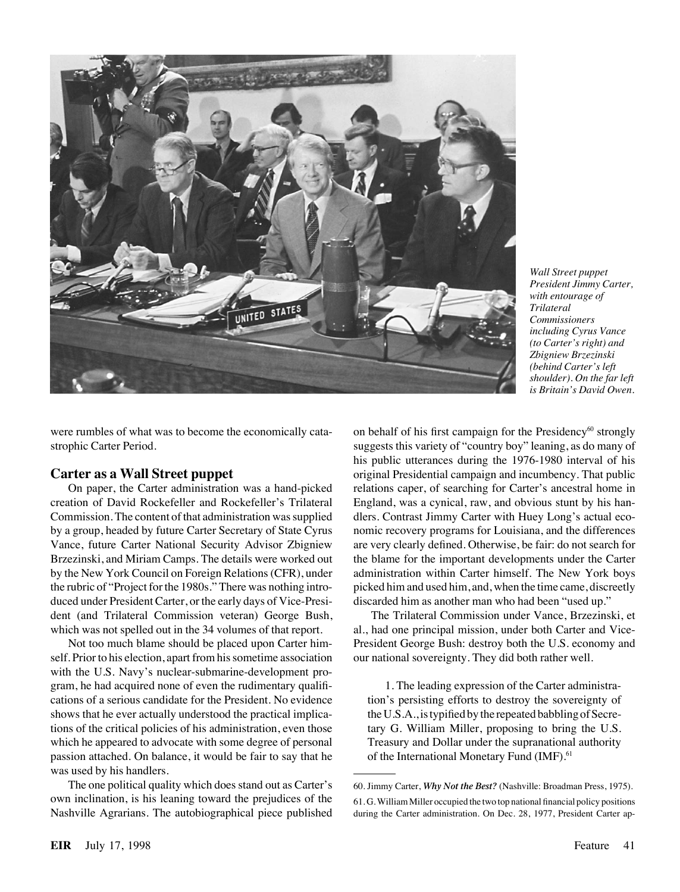*Wall Street puppet President Jimmy Carter, with entourage of Trilateral Commissioners including Cyrus Vance (to Carter's right) and Zbigniew Brzezinski (behind Carter's left shoulder). On the far left is Britain's David Owen.*

were rumbles of what was to become the economically catastrophic Carter Period.

## Carter as a Wall Street puppet

On paper, the Carter administration was a hand-picked creation of David Rockefeller and Rockefeller's Trilateral Commission. The content of that administration was supplied by a group, headed by future Carter Secretary of State Cyrus Vance, future Carter National Security Advisor Zbigniew Brzezinski, and Miriam Camps. The details were worked out by the New York Council on Foreign Relations (CFR), under the rubric of "Project for the 1980s." There was nothing introduced under President Carter, or the early days of Vice-President (and Trilateral Commission veteran) George Bush, which was not spelled out in the 34 volumes of that report.

Not too much blame should be placed upon Carter himself. Prior to his election, apart from his sometime association with the U.S. Navy's nuclear-submarine-development program, he had acquired none of even the rudimentary qualifications of a serious candidate for the President. No evidence shows that he ever actually understood the practical implications of the critical policies of his administration, even those which he appeared to advocate with some degree of personal passion attached. On balance, it would be fair to say that he was used by his handlers.

The one political quality which does stand out as Carter's own inclination, is his leaning toward the prejudices of the Nashville Agrarians. The autobiographical piece published on behalf of his first campaign for the Presidency[60] strongly suggests this variety of "country boy" leaning, as do many of his public utterances during the 1976-1980 interval of his original Presidential campaign and incumbency. That public relations caper, of searching for Carter's ancestral home in England, was a cynical, raw, and obvious stunt by his handlers. Contrast Jimmy Carter with Huey Long's actual economic recovery programs for Louisiana, and the differences are very clearly defined. Otherwise, be fair: do not search for the blame for the important developments under the Carter administration within Carter himself. The New York boys picked him and used him, and, when the time came, discreetly discarded him as another man who had been "used up."

The Trilateral Commission under Vance, Brzezinski, et al., had one principal mission, under both Carter and Vice-President George Bush: destroy both the U.S. economy and our national sovereignty. They did both rather well.

> 1. The leading expression of the Carter administration's persisting efforts to destroy the sovereignty of the U.S.A., is typified by the repeated babbling of Secretary G. William Miller, proposing to bring the U.S. Treasury and Dollar under the supranational authority of the International Monetary Fund (IMF).[61]

---

60. Jimmy Carter, ***Why Not the Best?*** (Nashville: Broadman Press, 1975).

61. G. William Miller occupied the two top national financial policy positions during the Carter administration. On Dec. 28, 1977, President Carter ap-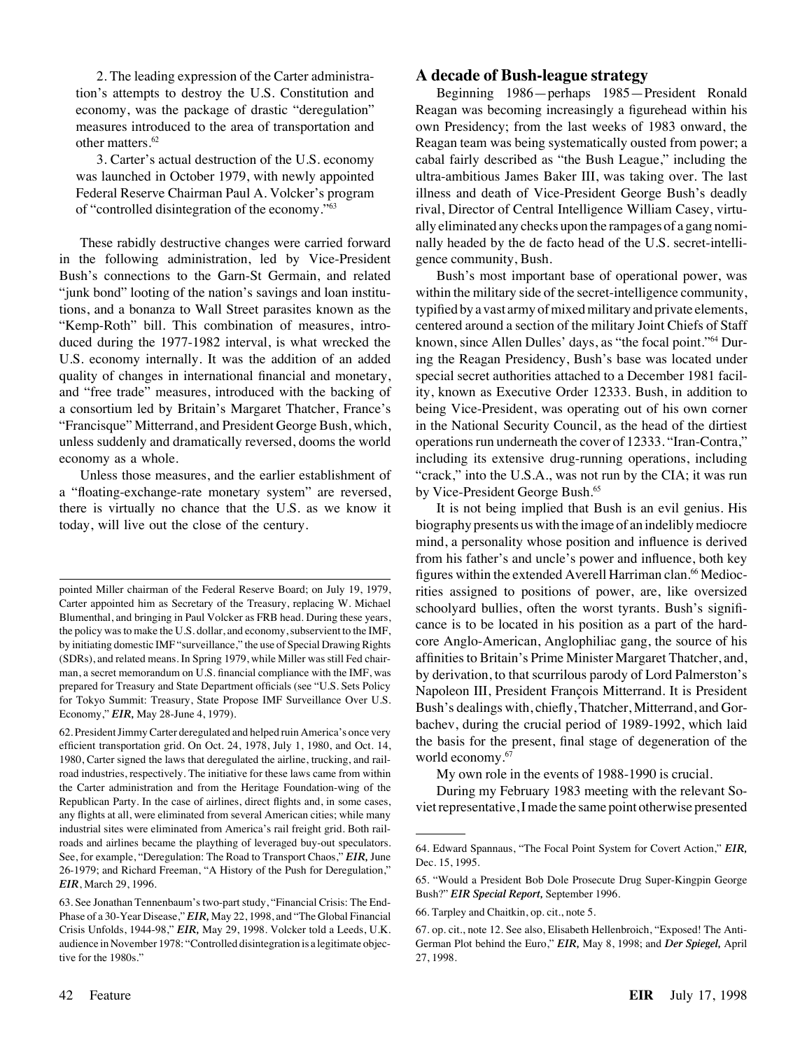2. The leading expression of the Carter administration's attempts to destroy the U.S. Constitution and economy, was the package of drastic "deregulation" measures introduced to the area of transportation and other matters.[62]

3. Carter's actual destruction of the U.S. economy was launched in October 1979, with newly appointed Federal Reserve Chairman Paul A. Volcker's program of "controlled disintegration of the economy."[63]

These rabidly destructive changes were carried forward in the following administration, led by Vice-President Bush's connections to the Garn-St Germain, and related "junk bond" looting of the nation's savings and loan institutions, and a bonanza to Wall Street parasites known as the "Kemp-Roth" bill. This combination of measures, introduced during the 1977-1982 interval, is what wrecked the U.S. economy internally. It was the addition of an added quality of changes in international financial and monetary, and "free trade" measures, introduced with the backing of a consortium led by Britain's Margaret Thatcher, France's "Francisque" Mitterrand, and President George Bush, which, unless suddenly and dramatically reversed, dooms the world economy as a whole.

Unless those measures, and the earlier establishment of a "floating-exchange-rate monetary system" are reversed, there is virtually no chance that the U.S. as we know it today, will live out the close of the century.

## A decade of Bush-league strategy

Beginning 1986—perhaps 1985—President Ronald Reagan was becoming increasingly a figurehead within his own Presidency; from the last weeks of 1983 onward, the Reagan team was being systematically ousted from power; a cabal fairly described as "the Bush League," including the ultra-ambitious James Baker III, was taking over. The last illness and death of Vice-President George Bush's deadly rival, Director of Central Intelligence William Casey, virtually eliminated any checks upon the rampages of a gang nominally headed by the de facto head of the U.S. secret-intelligence community, Bush.

Bush's most important base of operational power, was within the military side of the secret-intelligence community, typified by a vast army of mixed military and private elements, centered around a section of the military Joint Chiefs of Staff known, since Allen Dulles' days, as "the focal point."[64] During the Reagan Presidency, Bush's base was located under special secret authorities attached to a December 1981 facility, known as Executive Order 12333. Bush, in addition to being Vice-President, was operating out of his own corner in the National Security Council, as the head of the dirtiest operations run underneath the cover of 12333. "Iran-Contra," including its extensive drug-running operations, including "crack," into the U.S.A., was not run by the CIA; it was run by Vice-President George Bush.[65]

It is not being implied that Bush is an evil genius. His biography presents us with the image of an indelibly mediocre mind, a personality whose position and influence is derived from his father's and uncle's power and influence, both key figures within the extended Averell Harriman clan.[66] Mediocrities assigned to positions of power, are, like oversized schoolyard bullies, often the worst tyrants. Bush's significance is to be located in his position as a part of the hardcore Anglo-American, Anglophiliac gang, the source of his affinities to Britain's Prime Minister Margaret Thatcher, and, by derivation, to that scurrilous parody of Lord Palmerston's Napoleon III, President François Mitterrand. It is President Bush's dealings with, chiefly, Thatcher, Mitterrand, and Gorbachev, during the crucial period of 1989-1992, which laid the basis for the present, final stage of degeneration of the world economy.[67]

My own role in the events of 1988-1990 is crucial.

During my February 1983 meeting with the relevant Soviet representative, I made the same point otherwise presented

---

pointed Miller chairman of the Federal Reserve Board; on July 19, 1979, Carter appointed him as Secretary of the Treasury, replacing W. Michael Blumenthal, and bringing in Paul Volcker as FRB head. During these years, the policy was to make the U.S. dollar, and economy, subservient to the IMF, by initiating domestic IMF "surveillance," the use of Special Drawing Rights (SDRs), and related means. In Spring 1979, while Miller was still Fed chairman, a secret memorandum on U.S. financial compliance with the IMF, was prepared for Treasury and State Department officials (see "U.S. Sets Policy for Tokyo Summit: Treasury, State Propose IMF Surveillance Over U.S. Economy," ***EIR,*** May 28-June 4, 1979).

62. President Jimmy Carter deregulated and helped ruin America's once very efficient transportation grid. On Oct. 24, 1978, July 1, 1980, and Oct. 14, 1980, Carter signed the laws that deregulated the airline, trucking, and railroad industries, respectively. The initiative for these laws came from within the Carter administration and from the Heritage Foundation-wing of the Republican Party. In the case of airlines, direct flights and, in some cases, any flights at all, were eliminated from several American cities; while many industrial sites were eliminated from America's rail freight grid. Both railroads and airlines became the plaything of leveraged buy-out speculators. See, for example, "Deregulation: The Road to Transport Chaos," ***EIR,*** June 26-1979; and Richard Freeman, "A History of the Push for Deregulation," ***EIR***, March 29, 1996.

63. See Jonathan Tennenbaum's two-part study, "Financial Crisis: The End-Phase of a 30-Year Disease," ***EIR,*** May 22, 1998, and "The Global Financial Crisis Unfolds, 1944-98," ***EIR,*** May 29, 1998. Volcker told a Leeds, U.K. audience in November 1978: "Controlled disintegration is a legitimate objective for the 1980s."

64. Edward Spannaus, "The Focal Point System for Covert Action," ***EIR,*** Dec. 15, 1995.

65. "Would a President Bob Dole Prosecute Drug Super-Kingpin George Bush?" ***EIR Special Report,*** September 1996.

66. Tarpley and Chaitkin, op. cit., note 5.

67. op. cit., note 12. See also, Elisabeth Hellenbroich, "Exposed! The Anti-German Plot behind the Euro," ***EIR,*** May 8, 1998; and ***Der Spiegel,*** April 27, 1998.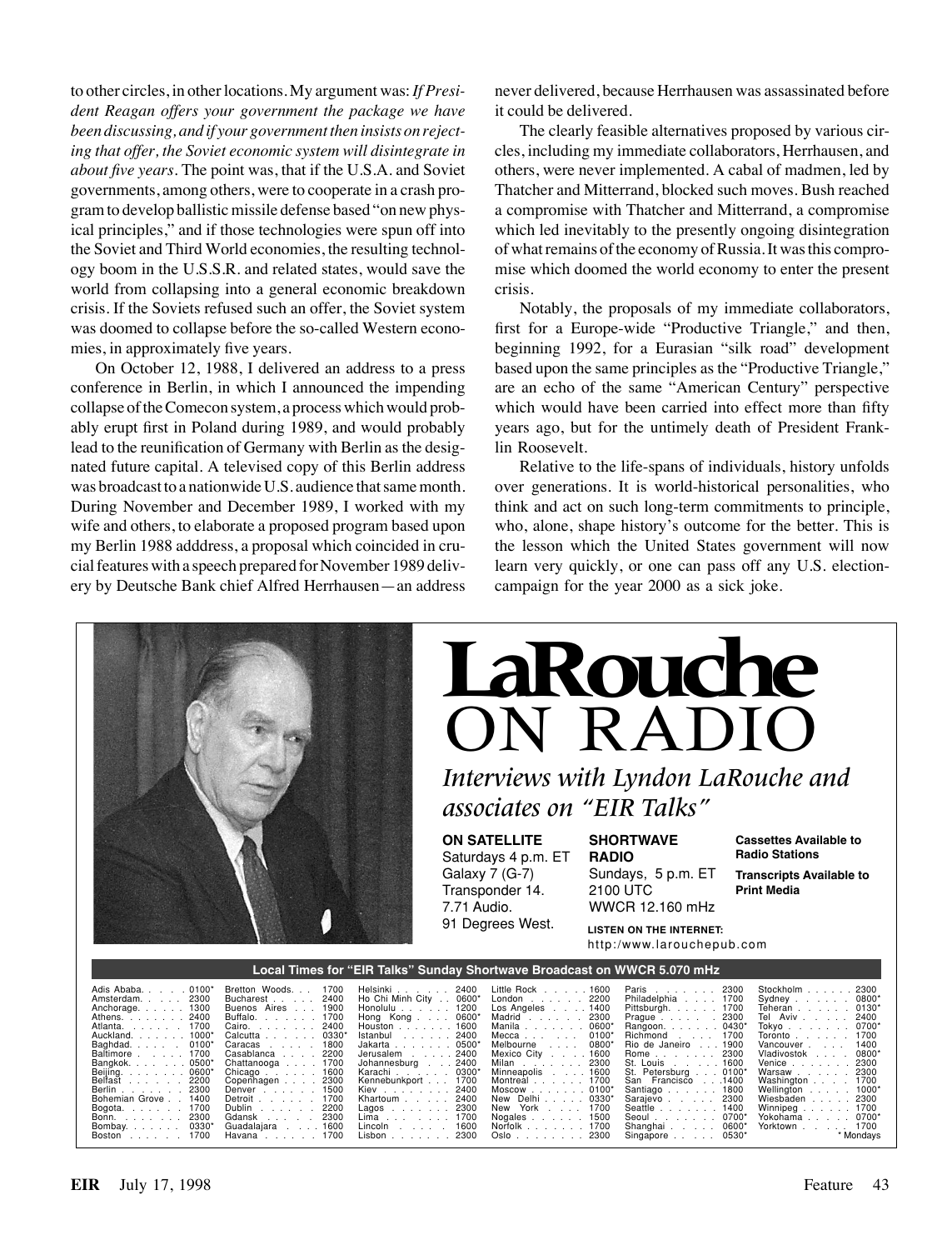to other circles, in other locations. My argument was: *If President Reagan offers your government the package we have been discussing, and if your government then insists on rejecting that offer, the Soviet economic system will disintegrate in about five years.* The point was, that if the U.S.A. and Soviet governments, among others, were to cooperate in a crash program to develop ballistic missile defense based "on new physical principles," and if those technologies were spun off into the Soviet and Third World economies, the resulting technology boom in the U.S.S.R. and related states, would save the world from collapsing into a general economic breakdown crisis. If the Soviets refused such an offer, the Soviet system was doomed to collapse before the so-called Western economies, in approximately five years.

On October 12, 1988, I delivered an address to a press conference in Berlin, in which I announced the impending collapse of the Comecon system, a process which would probably erupt first in Poland during 1989, and would probably lead to the reunification of Germany with Berlin as the designated future capital. A televised copy of this Berlin address was broadcast to a nationwide U.S. audience that same month. During November and December 1989, I worked with my wife and others, to elaborate a proposed program based upon my Berlin 1988 adddress, a proposal which coincided in crucial features with a speech prepared for November 1989 delivery by Deutsche Bank chief Alfred Herrhausen—an address never delivered, because Herrhausen was assassinated before it could be delivered.

The clearly feasible alternatives proposed by various circles, including my immediate collaborators, Herrhausen, and others, were never implemented. A cabal of madmen, led by Thatcher and Mitterrand, blocked such moves. Bush reached a compromise with Thatcher and Mitterrand, a compromise which led inevitably to the presently ongoing disintegration of what remains of the economy of Russia. It was this compromise which doomed the world economy to enter the present crisis.

Notably, the proposals of my immediate collaborators, first for a Europe-wide "Productive Triangle," and then, beginning 1992, for a Eurasian "silk road" development based upon the same principles as the "Productive Triangle," are an echo of the same "American Century" perspective which would have been carried into effect more than fifty years ago, but for the untimely death of President Franklin Roosevelt.

Relative to the life-spans of individuals, history unfolds over generations. It is world-historical personalities, who think and act on such long-term commitments to principle, who, alone, shape history's outcome for the better. This is the lesson which the United States government will now learn very quickly, or one can pass off any U.S. election-campaign for the year 2000 as a sick joke.

---

# LaRouche ON RADIO

*Interviews with Lyndon LaRouche and associates on "EIR Talks"*

**ON SATELLITE**
Saturdays 4 p.m. ET
Galaxy 7 (G-7)
Transponder 14.
7.71 Audio.
91 Degrees West.

**SHORTWAVE RADIO**
Sundays, 5 p.m. ET
2100 UTC
WWCR 12.160 mHz

**Cassettes Available to Radio Stations**

**Transcripts Available to Print Media**

**LISTEN ON THE INTERNET:**
http:/www.larouchepub.com

**Local Times for "EIR Talks" Sunday Shortwave Broadcast on WWCR 5.070 mHz**

| | | | | | | | | | | | | | |
|---|---|---|---|---|---|---|---|---|---|---|---|---|---|
| Adis Ababa | 0100* | Bretton Woods | 1700 | Helsinki | 2400 | Little Rock | 1600 | Paris | 2300 | Stockholm | 2300 |
| Amsterdam | 2300 | Bucharest | 2400 | Ho Chi Minh City | 0600* | London | 2200 | Philadelphia | 1700 | Sydney | 0800* |
| Anchorage | 1300 | Buenos Aires | 1900 | Honolulu | 1200 | Los Angeles | 1400 | Pittsburgh | 1700 | Teheran | 0130* |
| Athens | 2400 | Buffalo | 1700 | Hong Kong | 0600* | Madrid | 2300 | Prague | 2300 | Tel Aviv | 2400 |
| Atlanta | 1700 | Cairo | 2400 | Houston | 1600 | Manila | 0600* | Rangoon | 0430* | Tokyo | 0700* |
| Auckland | 1000* | Calcutta | 0330* | Istanbul | 2400 | Mecca | 0100* | Richmond | 1700 | Toronto | 1700 |
| Baghdad | 0100* | Caracas | 1800 | Jakarta | 0500* | Melbourne | 0800* | Rio de Janeiro | 1900 | Vancouver | 1400 |
| Baltimore | 1700 | Casablanca | 2200 | Jerusalem | 2400 | Mexico City | 1600 | Rome | 2300 | Vladivostok | 0800* |
| Bangkok | 0500* | Chattanooga | 1700 | Johannesburg | 2400 | Milan | 2300 | St. Louis | 1600 | Venice | 2300 |
| Beijing | 0600* | Chicago | 1600 | Karachi | 0300* | Minneapolis | 1600 | St. Petersburg | 0100* | Warsaw | 2300 |
| Belfast | 2200 | Copenhagen | 2300 | Kennebunkport | 1700 | Montreal | 1700 | San Francisco | 1400 | Washington | 1700 |
| Berlin | 2300 | Denver | 1500 | Kiev | 2400 | Moscow | 0100* | Santiago | 1800 | Wellington | 1000* |
| Bohemian Grove | 1400 | Detroit | 1700 | Khartoum | 2400 | New Delhi | 0330* | Sarajevo | 2300 | Wiesbaden | 2300 |
| Bogota | 1700 | Dublin | 2200 | Lagos | 2300 | New York | 1700 | Seattle | 1400 | Winnipeg | 1700 |
| Bonn | 2300 | Gdansk | 2300 | Lima | 1700 | Nogales | 1500 | Seoul | 0700* | Yokohama | 0700* |
| Bombay | 0330* | Guadalajara | 1600 | Lincoln | 1600 | Norfolk | 1700 | Shanghai | 0600* | Yorktown | 1700 |
| Boston | 1700 | Havana | 1700 | Lisbon | 2300 | Oslo | 2300 | Singapore | 0530* | | |

\* Mondays